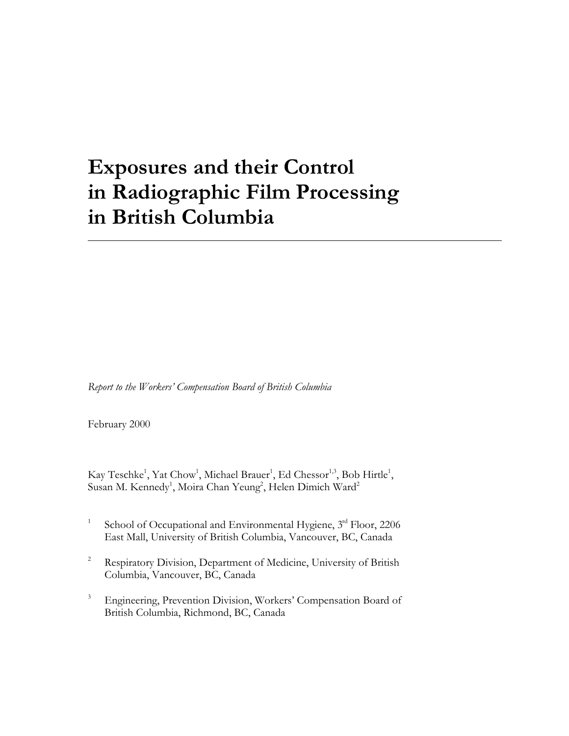# Exposures and their Control in Radiographic Film Processing in British Columbia

---

*Report to the Workers' Compensation Board of British Columbia*

February 2000

Kay Teschke[1], Yat Chow[1], Michael Brauer[1], Ed Chessor[1,3], Bob Hirtle[1], Susan M. Kennedy[1], Moira Chan Yeung[2], Helen Dimich Ward[2]

[1] School of Occupational and Environmental Hygiene, 3rd Floor, 2206 East Mall, University of British Columbia, Vancouver, BC, Canada

[2] Respiratory Division, Department of Medicine, University of British Columbia, Vancouver, BC, Canada

[3] Engineering, Prevention Division, Workers' Compensation Board of British Columbia, Richmond, BC, Canada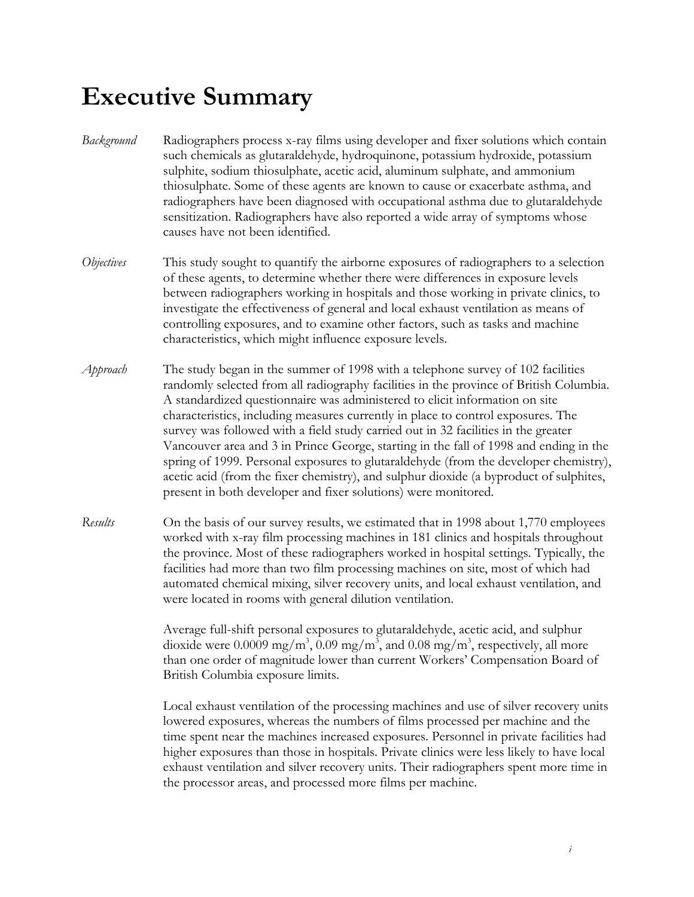# Executive Summary

*Background* Radiographers process x-ray films using developer and fixer solutions which contain such chemicals as glutaraldehyde, hydroquinone, potassium hydroxide, potassium sulphite, sodium thiosulphate, acetic acid, aluminum sulphate, and ammonium thiosulphate. Some of these agents are known to cause or exacerbate asthma, and radiographers have been diagnosed with occupational asthma due to glutaraldehyde sensitization. Radiographers have also reported a wide array of symptoms whose causes have not been identified.

*Objectives* This study sought to quantify the airborne exposures of radiographers to a selection of these agents, to determine whether there were differences in exposure levels between radiographers working in hospitals and those working in private clinics, to investigate the effectiveness of general and local exhaust ventilation as means of controlling exposures, and to examine other factors, such as tasks and machine characteristics, which might influence exposure levels.

*Approach* The study began in the summer of 1998 with a telephone survey of 102 facilities randomly selected from all radiography facilities in the province of British Columbia. A standardized questionnaire was administered to elicit information on site characteristics, including measures currently in place to control exposures. The survey was followed with a field study carried out in 32 facilities in the greater Vancouver area and 3 in Prince George, starting in the fall of 1998 and ending in the spring of 1999. Personal exposures to glutaraldehyde (from the developer chemistry), acetic acid (from the fixer chemistry), and sulphur dioxide (a byproduct of sulphites, present in both developer and fixer solutions) were monitored.

*Results* On the basis of our survey results, we estimated that in 1998 about 1,770 employees worked with x-ray film processing machines in 181 clinics and hospitals throughout the province. Most of these radiographers worked in hospital settings. Typically, the facilities had more than two film processing machines on site, most of which had automated chemical mixing, silver recovery units, and local exhaust ventilation, and were located in rooms with general dilution ventilation.

Average full-shift personal exposures to glutaraldehyde, acetic acid, and sulphur dioxide were 0.0009 $mg/m^3$, 0.09 $mg/m^3$, and 0.08 $mg/m^3$, respectively, all more than one order of magnitude lower than current Workers' Compensation Board of British Columbia exposure limits.

Local exhaust ventilation of the processing machines and use of silver recovery units lowered exposures, whereas the numbers of films processed per machine and the time spent near the machines increased exposures. Personnel in private facilities had higher exposures than those in hospitals. Private clinics were less likely to have local exhaust ventilation and silver recovery units. Their radiographers spent more time in the processor areas, and processed more films per machine.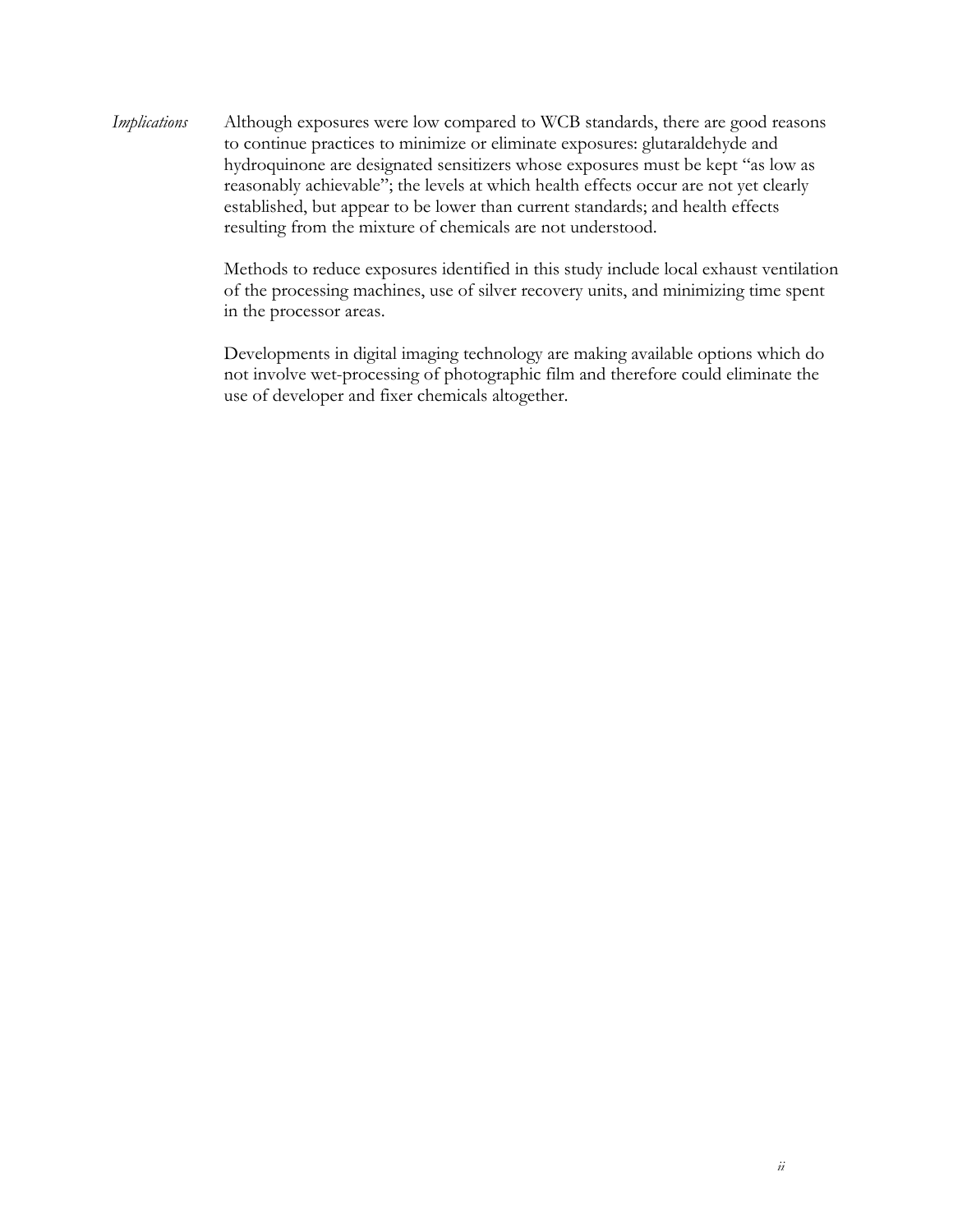*Implications*

Although exposures were low compared to WCB standards, there are good reasons to continue practices to minimize or eliminate exposures: glutaraldehyde and hydroquinone are designated sensitizers whose exposures must be kept "as low as reasonably achievable"; the levels at which health effects occur are not yet clearly established, but appear to be lower than current standards; and health effects resulting from the mixture of chemicals are not understood.

Methods to reduce exposures identified in this study include local exhaust ventilation of the processing machines, use of silver recovery units, and minimizing time spent in the processor areas.

Developments in digital imaging technology are making available options which do not involve wet-processing of photographic film and therefore could eliminate the use of developer and fixer chemicals altogether.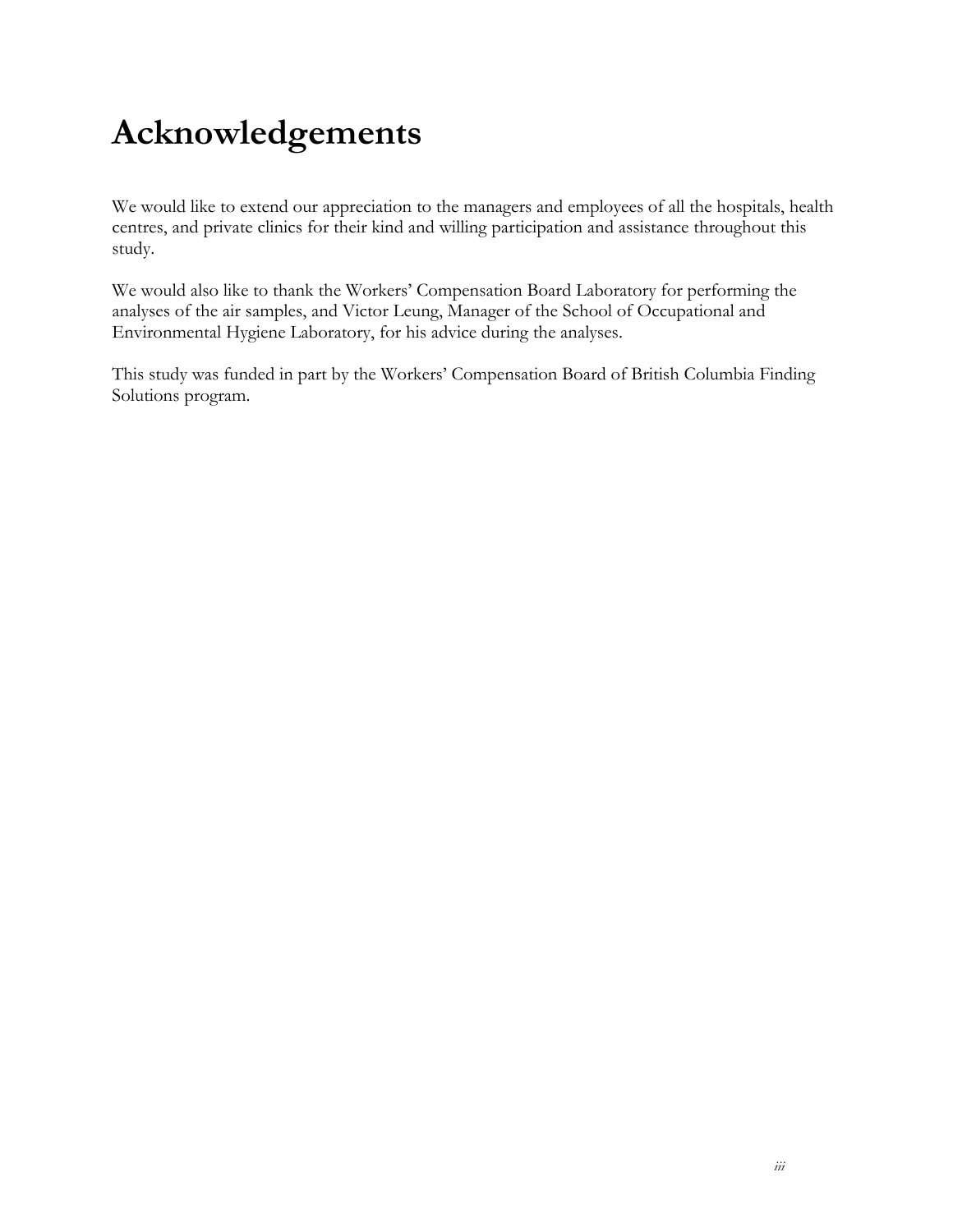# Acknowledgements

We would like to extend our appreciation to the managers and employees of all the hospitals, health centres, and private clinics for their kind and willing participation and assistance throughout this study.

We would also like to thank the Workers' Compensation Board Laboratory for performing the analyses of the air samples, and Victor Leung, Manager of the School of Occupational and Environmental Hygiene Laboratory, for his advice during the analyses.

This study was funded in part by the Workers' Compensation Board of British Columbia Finding Solutions program.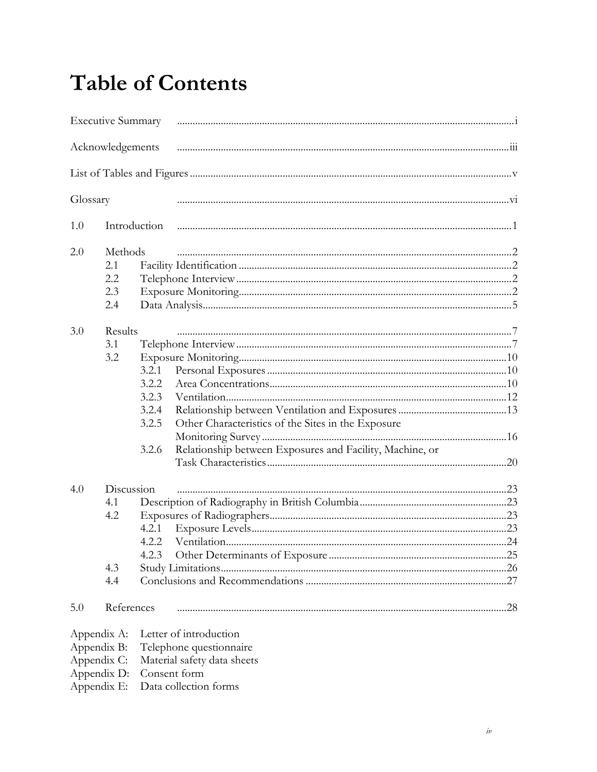# Table of Contents

Executive Summary ..... i

Acknowledgements ..... iii

List of Tables and Figures ..... v

Glossary ..... vi

1.0 Introduction ..... 1

2.0 Methods ..... 2
- 2.1 Facility Identification ..... 2
- 2.2 Telephone Interview ..... 2
- 2.3 Exposure Monitoring ..... 2
- 2.4 Data Analysis ..... 5

3.0 Results ..... 7
- 3.1 Telephone Interview ..... 7
- 3.2 Exposure Monitoring ..... 10
  - 3.2.1 Personal Exposures ..... 10
  - 3.2.2 Area Concentrations ..... 10
  - 3.2.3 Ventilation ..... 12
  - 3.2.4 Relationship between Ventilation and Exposures ..... 13
  - 3.2.5 Other Characteristics of the Sites in the Exposure Monitoring Survey ..... 16
  - 3.2.6 Relationship between Exposures and Facility, Machine, or Task Characteristics ..... 20

4.0 Discussion ..... 23
- 4.1 Description of Radiography in British Columbia ..... 23
- 4.2 Exposures of Radiographers ..... 23
  - 4.2.1 Exposure Levels ..... 23
  - 4.2.2 Ventilation ..... 24
  - 4.2.3 Other Determinants of Exposure ..... 25
- 4.3 Study Limitations ..... 26
- 4.4 Conclusions and Recommendations ..... 27

5.0 References ..... 28

Appendix A: Letter of introduction
Appendix B: Telephone questionnaire
Appendix C: Material safety data sheets
Appendix D: Consent form
Appendix E: Data collection forms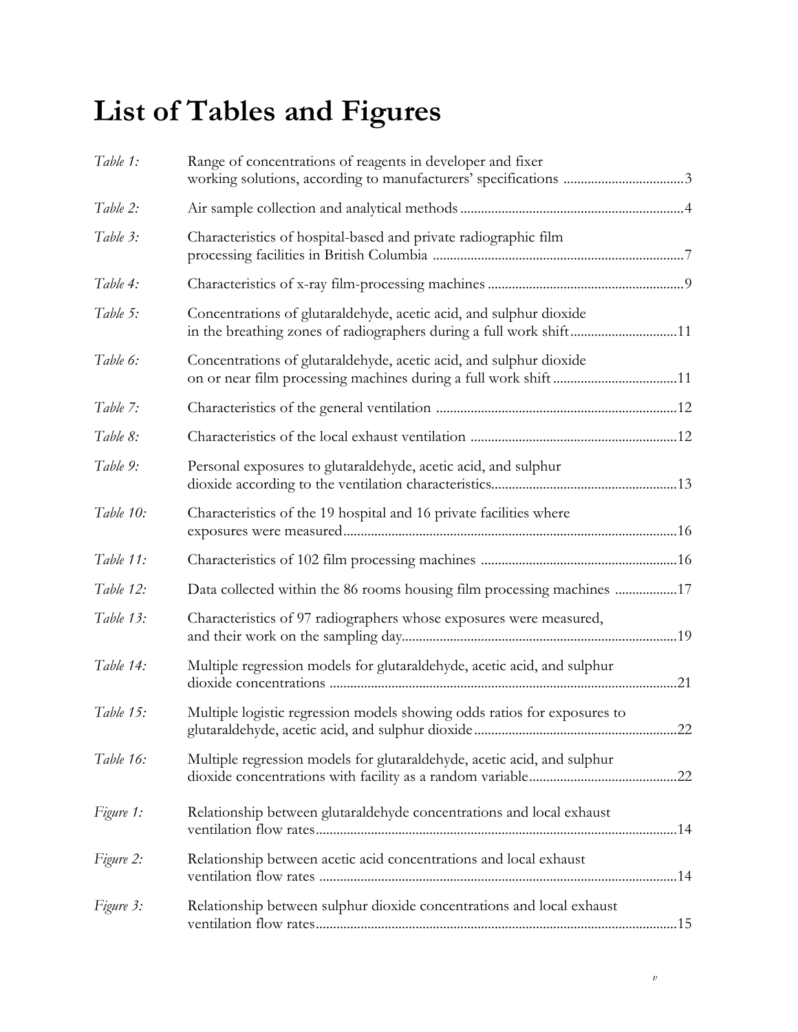# List of Tables and Figures

| | | |
|---|---|---|
| *Table 1:* | Range of concentrations of reagents in developer and fixer working solutions, according to manufacturers' specifications | 3 |
| *Table 2:* | Air sample collection and analytical methods | 4 |
| *Table 3:* | Characteristics of hospital-based and private radiographic film processing facilities in British Columbia | 7 |
| *Table 4:* | Characteristics of x-ray film-processing machines | 9 |
| *Table 5:* | Concentrations of glutaraldehyde, acetic acid, and sulphur dioxide in the breathing zones of radiographers during a full work shift | 11 |
| *Table 6:* | Concentrations of glutaraldehyde, acetic acid, and sulphur dioxide on or near film processing machines during a full work shift | 11 |
| *Table 7:* | Characteristics of the general ventilation | 12 |
| *Table 8:* | Characteristics of the local exhaust ventilation | 12 |
| *Table 9:* | Personal exposures to glutaraldehyde, acetic acid, and sulphur dioxide according to the ventilation characteristics | 13 |
| *Table 10:* | Characteristics of the 19 hospital and 16 private facilities where exposures were measured | 16 |
| *Table 11:* | Characteristics of 102 film processing machines | 16 |
| *Table 12:* | Data collected within the 86 rooms housing film processing machines | 17 |
| *Table 13:* | Characteristics of 97 radiographers whose exposures were measured, and their work on the sampling day | 19 |
| *Table 14:* | Multiple regression models for glutaraldehyde, acetic acid, and sulphur dioxide concentrations | 21 |
| *Table 15:* | Multiple logistic regression models showing odds ratios for exposures to glutaraldehyde, acetic acid, and sulphur dioxide | 22 |
| *Table 16:* | Multiple regression models for glutaraldehyde, acetic acid, and sulphur dioxide concentrations with facility as a random variable | 22 |
| *Figure 1:* | Relationship between glutaraldehyde concentrations and local exhaust ventilation flow rates | 14 |
| *Figure 2:* | Relationship between acetic acid concentrations and local exhaust ventilation flow rates | 14 |
| *Figure 3:* | Relationship between sulphur dioxide concentrations and local exhaust ventilation flow rates | 15 |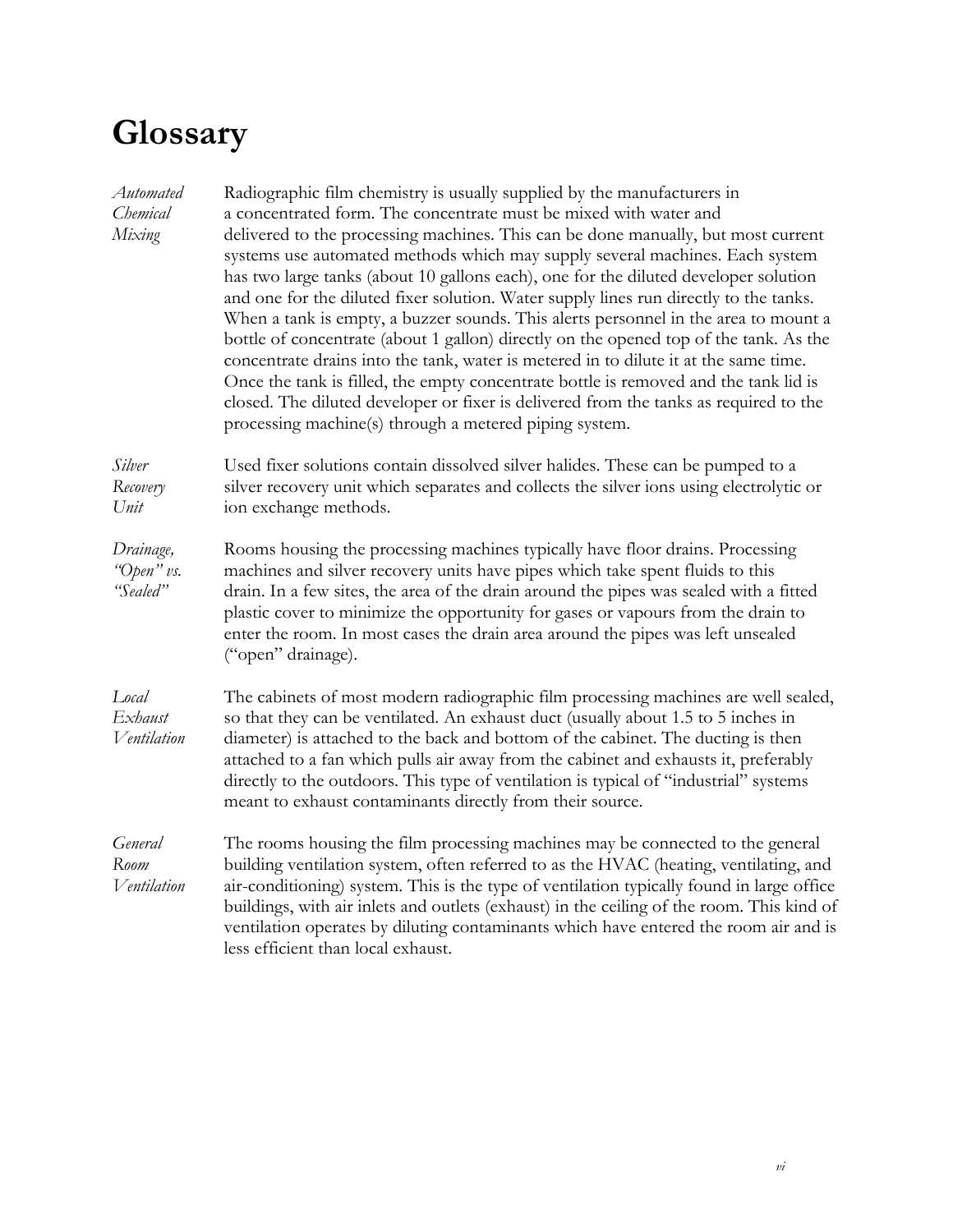# Glossary

*Automated Chemical Mixing*

Radiographic film chemistry is usually supplied by the manufacturers in a concentrated form. The concentrate must be mixed with water and delivered to the processing machines. This can be done manually, but most current systems use automated methods which may supply several machines. Each system has two large tanks (about 10 gallons each), one for the diluted developer solution and one for the diluted fixer solution. Water supply lines run directly to the tanks. When a tank is empty, a buzzer sounds. This alerts personnel in the area to mount a bottle of concentrate (about 1 gallon) directly on the opened top of the tank. As the concentrate drains into the tank, water is metered in to dilute it at the same time. Once the tank is filled, the empty concentrate bottle is removed and the tank lid is closed. The diluted developer or fixer is delivered from the tanks as required to the processing machine(s) through a metered piping system.

*Silver Recovery Unit*

Used fixer solutions contain dissolved silver halides. These can be pumped to a silver recovery unit which separates and collects the silver ions using electrolytic or ion exchange methods.

*Drainage, "Open" vs. "Sealed"*

Rooms housing the processing machines typically have floor drains. Processing machines and silver recovery units have pipes which take spent fluids to this drain. In a few sites, the area of the drain around the pipes was sealed with a fitted plastic cover to minimize the opportunity for gases or vapours from the drain to enter the room. In most cases the drain area around the pipes was left unsealed ("open" drainage).

*Local Exhaust Ventilation*

The cabinets of most modern radiographic film processing machines are well sealed, so that they can be ventilated. An exhaust duct (usually about 1.5 to 5 inches in diameter) is attached to the back and bottom of the cabinet. The ducting is then attached to a fan which pulls air away from the cabinet and exhausts it, preferably directly to the outdoors. This type of ventilation is typical of "industrial" systems meant to exhaust contaminants directly from their source.

*General Room Ventilation*

The rooms housing the film processing machines may be connected to the general building ventilation system, often referred to as the HVAC (heating, ventilating, and air-conditioning) system. This is the type of ventilation typically found in large office buildings, with air inlets and outlets (exhaust) in the ceiling of the room. This kind of ventilation operates by diluting contaminants which have entered the room air and is less efficient than local exhaust.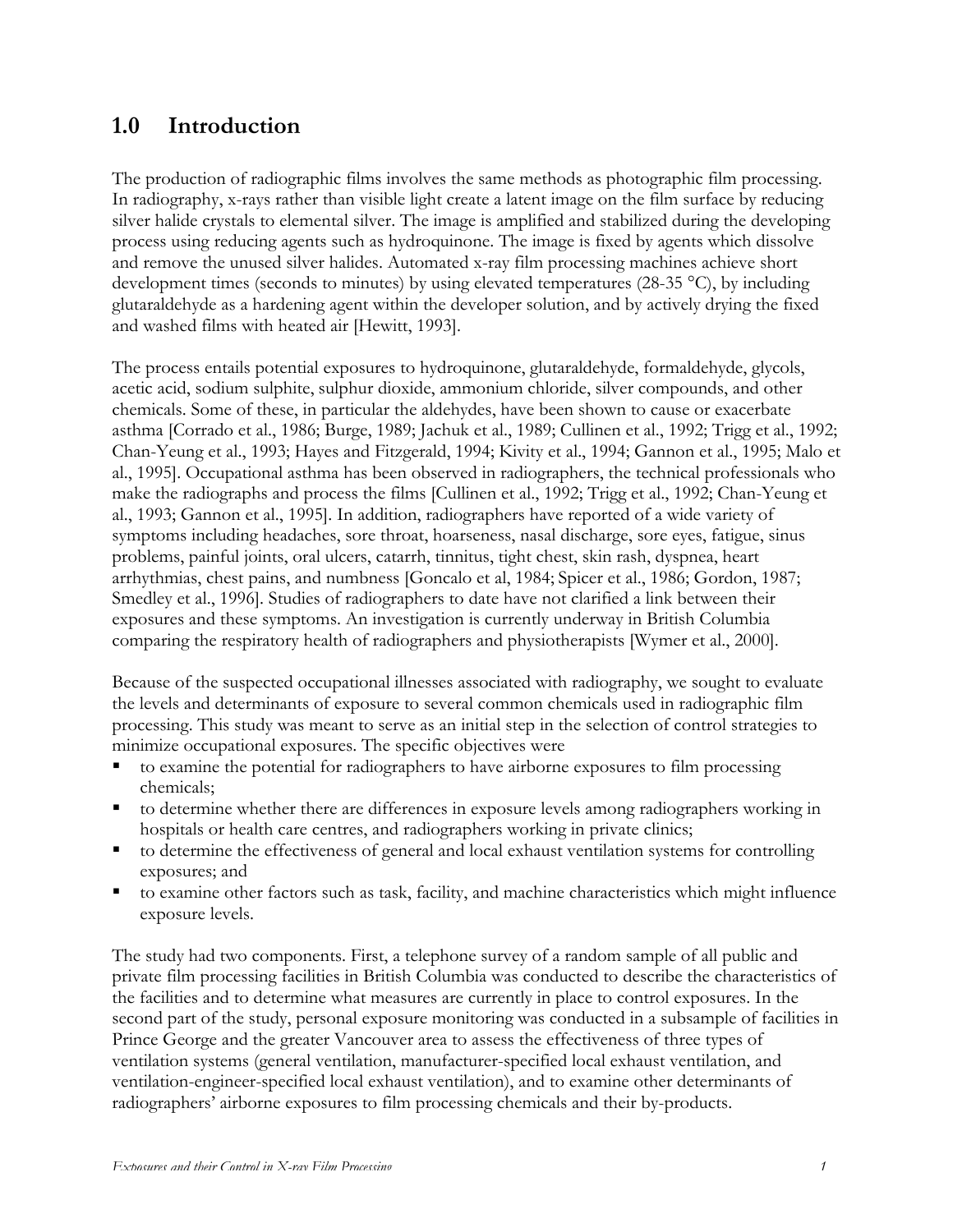## 1.0 Introduction

The production of radiographic films involves the same methods as photographic film processing. In radiography, x-rays rather than visible light create a latent image on the film surface by reducing silver halide crystals to elemental silver. The image is amplified and stabilized during the developing process using reducing agents such as hydroquinone. The image is fixed by agents which dissolve and remove the unused silver halides. Automated x-ray film processing machines achieve short development times (seconds to minutes) by using elevated temperatures (28-35 °C), by including glutaraldehyde as a hardening agent within the developer solution, and by actively drying the fixed and washed films with heated air [Hewitt, 1993].

The process entails potential exposures to hydroquinone, glutaraldehyde, formaldehyde, glycols, acetic acid, sodium sulphite, sulphur dioxide, ammonium chloride, silver compounds, and other chemicals. Some of these, in particular the aldehydes, have been shown to cause or exacerbate asthma [Corrado et al., 1986; Burge, 1989; Jachuk et al., 1989; Cullinen et al., 1992; Trigg et al., 1992; Chan-Yeung et al., 1993; Hayes and Fitzgerald, 1994; Kivity et al., 1994; Gannon et al., 1995; Malo et al., 1995]. Occupational asthma has been observed in radiographers, the technical professionals who make the radiographs and process the films [Cullinen et al., 1992; Trigg et al., 1992; Chan-Yeung et al., 1993; Gannon et al., 1995]. In addition, radiographers have reported of a wide variety of symptoms including headaches, sore throat, hoarseness, nasal discharge, sore eyes, fatigue, sinus problems, painful joints, oral ulcers, catarrh, tinnitus, tight chest, skin rash, dyspnea, heart arrhythmias, chest pains, and numbness [Goncalo et al, 1984; Spicer et al., 1986; Gordon, 1987; Smedley et al., 1996]. Studies of radiographers to date have not clarified a link between their exposures and these symptoms. An investigation is currently underway in British Columbia comparing the respiratory health of radiographers and physiotherapists [Wymer et al., 2000].

Because of the suspected occupational illnesses associated with radiography, we sought to evaluate the levels and determinants of exposure to several common chemicals used in radiographic film processing. This study was meant to serve as an initial step in the selection of control strategies to minimize occupational exposures. The specific objectives were

- to examine the potential for radiographers to have airborne exposures to film processing chemicals;
- to determine whether there are differences in exposure levels among radiographers working in hospitals or health care centres, and radiographers working in private clinics;
- to determine the effectiveness of general and local exhaust ventilation systems for controlling exposures; and
- to examine other factors such as task, facility, and machine characteristics which might influence exposure levels.

The study had two components. First, a telephone survey of a random sample of all public and private film processing facilities in British Columbia was conducted to describe the characteristics of the facilities and to determine what measures are currently in place to control exposures. In the second part of the study, personal exposure monitoring was conducted in a subsample of facilities in Prince George and the greater Vancouver area to assess the effectiveness of three types of ventilation systems (general ventilation, manufacturer-specified local exhaust ventilation, and ventilation-engineer-specified local exhaust ventilation), and to examine other determinants of radiographers' airborne exposures to film processing chemicals and their by-products.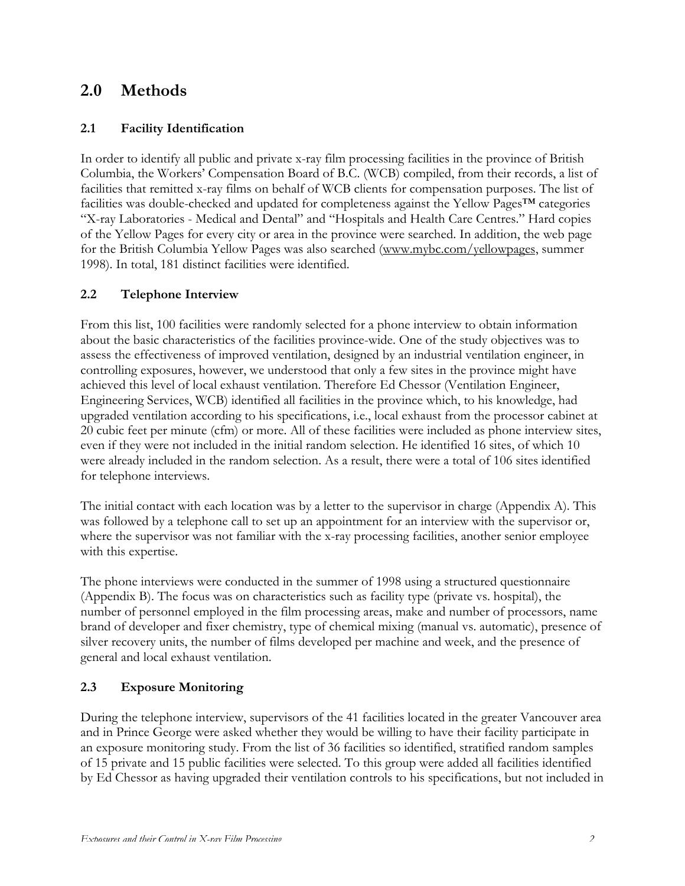## 2.0 Methods

### 2.1 Facility Identification

In order to identify all public and private x-ray film processing facilities in the province of British Columbia, the Workers' Compensation Board of B.C. (WCB) compiled, from their records, a list of facilities that remitted x-ray films on behalf of WCB clients for compensation purposes. The list of facilities was double-checked and updated for completeness against the Yellow Pages™ categories "X-ray Laboratories - Medical and Dental" and "Hospitals and Health Care Centres." Hard copies of the Yellow Pages for every city or area in the province were searched. In addition, the web page for the British Columbia Yellow Pages was also searched (www.mybc.com/yellowpages, summer 1998). In total, 181 distinct facilities were identified.

### 2.2 Telephone Interview

From this list, 100 facilities were randomly selected for a phone interview to obtain information about the basic characteristics of the facilities province-wide. One of the study objectives was to assess the effectiveness of improved ventilation, designed by an industrial ventilation engineer, in controlling exposures, however, we understood that only a few sites in the province might have achieved this level of local exhaust ventilation. Therefore Ed Chessor (Ventilation Engineer, Engineering Services, WCB) identified all facilities in the province which, to his knowledge, had upgraded ventilation according to his specifications, i.e., local exhaust from the processor cabinet at 20 cubic feet per minute (cfm) or more. All of these facilities were included as phone interview sites, even if they were not included in the initial random selection. He identified 16 sites, of which 10 were already included in the random selection. As a result, there were a total of 106 sites identified for telephone interviews.

The initial contact with each location was by a letter to the supervisor in charge (Appendix A). This was followed by a telephone call to set up an appointment for an interview with the supervisor or, where the supervisor was not familiar with the x-ray processing facilities, another senior employee with this expertise.

The phone interviews were conducted in the summer of 1998 using a structured questionnaire (Appendix B). The focus was on characteristics such as facility type (private vs. hospital), the number of personnel employed in the film processing areas, make and number of processors, name brand of developer and fixer chemistry, type of chemical mixing (manual vs. automatic), presence of silver recovery units, the number of films developed per machine and week, and the presence of general and local exhaust ventilation.

### 2.3 Exposure Monitoring

During the telephone interview, supervisors of the 41 facilities located in the greater Vancouver area and in Prince George were asked whether they would be willing to have their facility participate in an exposure monitoring study. From the list of 36 facilities so identified, stratified random samples of 15 private and 15 public facilities were selected. To this group were added all facilities identified by Ed Chessor as having upgraded their ventilation controls to his specifications, but not included in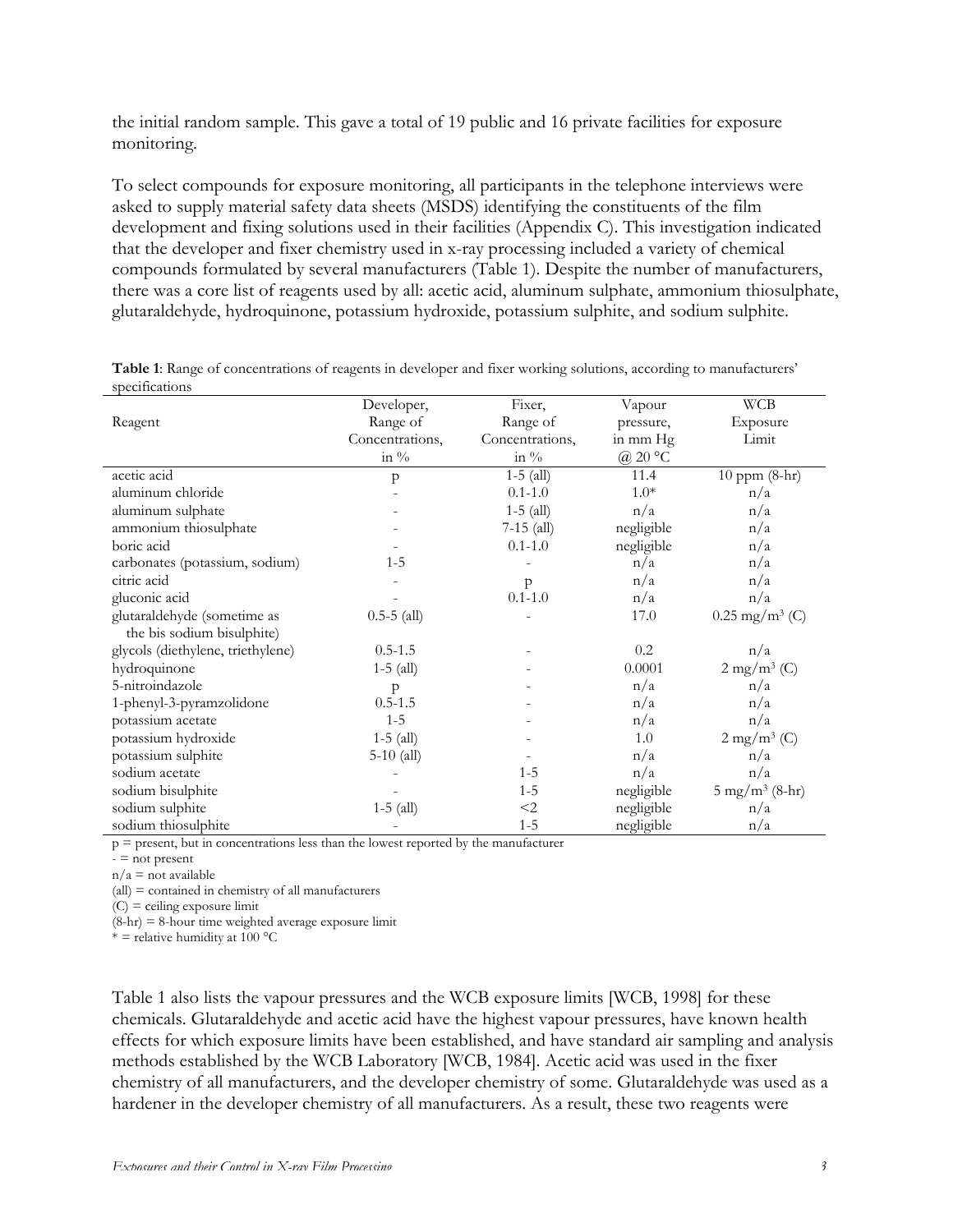the initial random sample. This gave a total of 19 public and 16 private facilities for exposure monitoring.

To select compounds for exposure monitoring, all participants in the telephone interviews were asked to supply material safety data sheets (MSDS) identifying the constituents of the film development and fixing solutions used in their facilities (Appendix C). This investigation indicated that the developer and fixer chemistry used in x-ray processing included a variety of chemical compounds formulated by several manufacturers (Table 1). Despite the number of manufacturers, there was a core list of reagents used by all: acetic acid, aluminum sulphate, ammonium thiosulphate, glutaraldehyde, hydroquinone, potassium hydroxide, potassium sulphite, and sodium sulphite.

**Table 1**: Range of concentrations of reagents in developer and fixer working solutions, according to manufacturers' specifications

| Reagent | Developer, Range of Concentrations, in % | Fixer, Range of Concentrations, in % | Vapour pressure, in mm Hg @ 20 °C | WCB Exposure Limit |
|---|---|---|---|---|
| acetic acid | p | 1-5 (all) | 11.4 | 10 ppm (8-hr) |
| aluminum chloride | - | 0.1-1.0 | 1.0* | n/a |
| aluminum sulphate | - | 1-5 (all) | n/a | n/a |
| ammonium thiosulphate | - | 7-15 (all) | negligible | n/a |
| boric acid | - | 0.1-1.0 | negligible | n/a |
| carbonates (potassium, sodium) | 1-5 | - | n/a | n/a |
| citric acid | - | p | n/a | n/a |
| gluconic acid | - | 0.1-1.0 | n/a | n/a |
| glutaraldehyde (sometime as the bis sodium bisulphite) | 0.5-5 (all) | - | 17.0 | 0.25 mg/m$^3$ (C) |
| glycols (diethylene, triethylene) | 0.5-1.5 | - | 0.2 | n/a |
| hydroquinone | 1-5 (all) | - | 0.0001 | 2 mg/m$^3$ (C) |
| 5-nitroindazole | p | - | n/a | n/a |
| 1-phenyl-3-pyramzolidone | 0.5-1.5 | - | n/a | n/a |
| potassium acetate | 1-5 | - | n/a | n/a |
| potassium hydroxide | 1-5 (all) | - | 1.0 | 2 mg/m$^3$ (C) |
| potassium sulphite | 5-10 (all) | - | n/a | n/a |
| sodium acetate | - | 1-5 | n/a | n/a |
| sodium bisulphite | - | 1-5 | negligible | 5 mg/m$^3$ (8-hr) |
| sodium sulphite | 1-5 (all) | <2 | negligible | n/a |
| sodium thiosulphite | - | 1-5 | negligible | n/a |

p = present, but in concentrations less than the lowest reported by the manufacturer
- = not present
n/a = not available
(all) = contained in chemistry of all manufacturers
(C) = ceiling exposure limit
(8-hr) = 8-hour time weighted average exposure limit
* = relative humidity at 100 °C

Table 1 also lists the vapour pressures and the WCB exposure limits [WCB, 1998] for these chemicals. Glutaraldehyde and acetic acid have the highest vapour pressures, have known health effects for which exposure limits have been established, and have standard air sampling and analysis methods established by the WCB Laboratory [WCB, 1984]. Acetic acid was used in the fixer chemistry of all manufacturers, and the developer chemistry of some. Glutaraldehyde was used as a hardener in the developer chemistry of all manufacturers. As a result, these two reagents were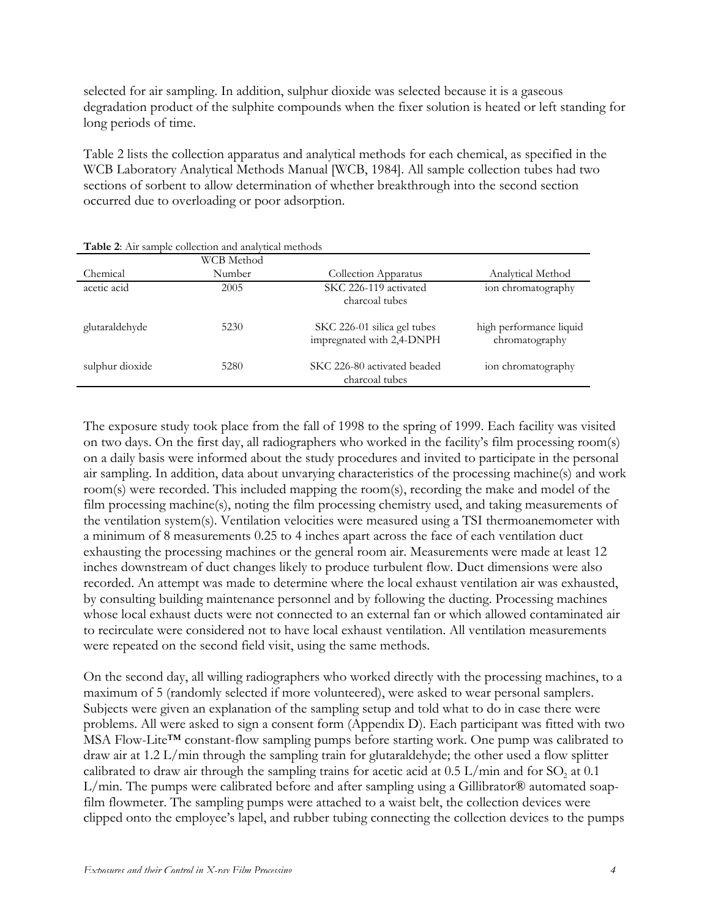selected for air sampling. In addition, sulphur dioxide was selected because it is a gaseous degradation product of the sulphite compounds when the fixer solution is heated or left standing for long periods of time.

Table 2 lists the collection apparatus and analytical methods for each chemical, as specified in the WCB Laboratory Analytical Methods Manual [WCB, 1984]. All sample collection tubes had two sections of sorbent to allow determination of whether breakthrough into the second section occurred due to overloading or poor adsorption.

**Table 2**: Air sample collection and analytical methods

| Chemical | WCB Method Number | Collection Apparatus | Analytical Method |
|---|---|---|---|
| acetic acid | 2005 | SKC 226-119 activated charcoal tubes | ion chromatography |
| glutaraldehyde | 5230 | SKC 226-01 silica gel tubes impregnated with 2,4-DNPH | high performance liquid chromatography |
| sulphur dioxide | 5280 | SKC 226-80 activated beaded charcoal tubes | ion chromatography |

The exposure study took place from the fall of 1998 to the spring of 1999. Each facility was visited on two days. On the first day, all radiographers who worked in the facility's film processing room(s) on a daily basis were informed about the study procedures and invited to participate in the personal air sampling. In addition, data about unvarying characteristics of the processing machine(s) and work room(s) were recorded. This included mapping the room(s), recording the make and model of the film processing machine(s), noting the film processing chemistry used, and taking measurements of the ventilation system(s). Ventilation velocities were measured using a TSI thermoanemometer with a minimum of 8 measurements 0.25 to 4 inches apart across the face of each ventilation duct exhausting the processing machines or the general room air. Measurements were made at least 12 inches downstream of duct changes likely to produce turbulent flow. Duct dimensions were also recorded. An attempt was made to determine where the local exhaust ventilation air was exhausted, by consulting building maintenance personnel and by following the ducting. Processing machines whose local exhaust ducts were not connected to an external fan or which allowed contaminated air to recirculate were considered not to have local exhaust ventilation. All ventilation measurements were repeated on the second field visit, using the same methods.

On the second day, all willing radiographers who worked directly with the processing machines, to a maximum of 5 (randomly selected if more volunteered), were asked to wear personal samplers. Subjects were given an explanation of the sampling setup and told what to do in case there were problems. All were asked to sign a consent form (Appendix D). Each participant was fitted with two MSA Flow-Lite™ constant-flow sampling pumps before starting work. One pump was calibrated to draw air at 1.2 L/min through the sampling train for glutaraldehyde; the other used a flow splitter calibrated to draw air through the sampling trains for acetic acid at 0.5 L/min and for $SO_2$ at 0.1 L/min. The pumps were calibrated before and after sampling using a Gillibrator® automated soap-film flowmeter. The sampling pumps were attached to a waist belt, the collection devices were clipped onto the employee's lapel, and rubber tubing connecting the collection devices to the pumps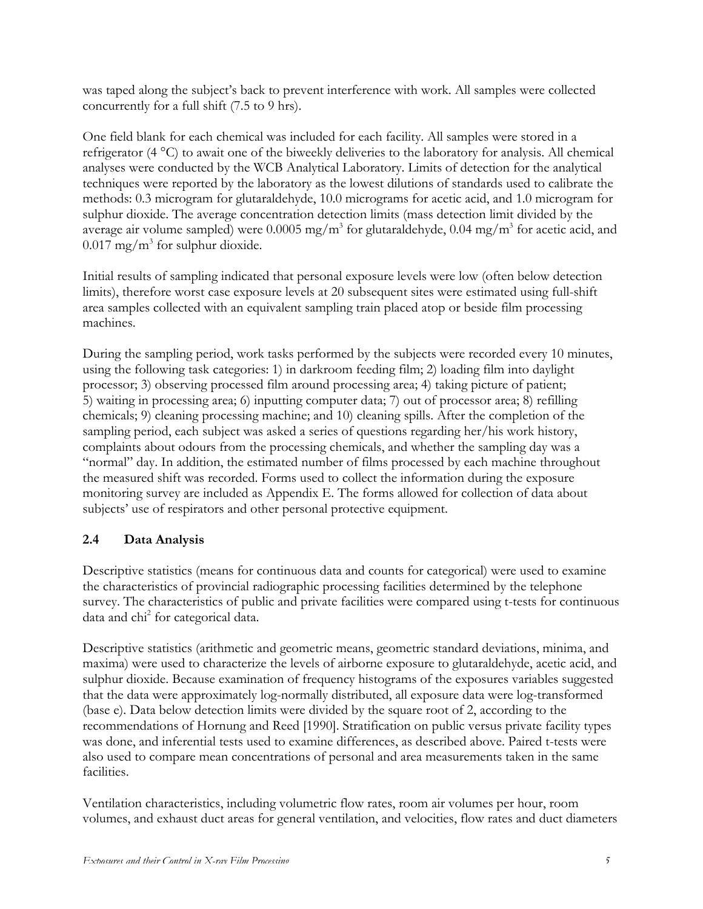was taped along the subject's back to prevent interference with work. All samples were collected concurrently for a full shift (7.5 to 9 hrs).

One field blank for each chemical was included for each facility. All samples were stored in a refrigerator (4 °C) to await one of the biweekly deliveries to the laboratory for analysis. All chemical analyses were conducted by the WCB Analytical Laboratory. Limits of detection for the analytical techniques were reported by the laboratory as the lowest dilutions of standards used to calibrate the methods: 0.3 microgram for glutaraldehyde, 10.0 micrograms for acetic acid, and 1.0 microgram for sulphur dioxide. The average concentration detection limits (mass detection limit divided by the average air volume sampled) were 0.0005 $mg/m^3$ for glutaraldehyde, 0.04 $mg/m^3$ for acetic acid, and 0.017 $mg/m^3$ for sulphur dioxide.

Initial results of sampling indicated that personal exposure levels were low (often below detection limits), therefore worst case exposure levels at 20 subsequent sites were estimated using full-shift area samples collected with an equivalent sampling train placed atop or beside film processing machines.

During the sampling period, work tasks performed by the subjects were recorded every 10 minutes, using the following task categories: 1) in darkroom feeding film; 2) loading film into daylight processor; 3) observing processed film around processing area; 4) taking picture of patient; 5) waiting in processing area; 6) inputting computer data; 7) out of processor area; 8) refilling chemicals; 9) cleaning processing machine; and 10) cleaning spills. After the completion of the sampling period, each subject was asked a series of questions regarding her/his work history, complaints about odours from the processing chemicals, and whether the sampling day was a "normal" day. In addition, the estimated number of films processed by each machine throughout the measured shift was recorded. Forms used to collect the information during the exposure monitoring survey are included as Appendix E. The forms allowed for collection of data about subjects' use of respirators and other personal protective equipment.

## 2.4 Data Analysis

Descriptive statistics (means for continuous data and counts for categorical) were used to examine the characteristics of provincial radiographic processing facilities determined by the telephone survey. The characteristics of public and private facilities were compared using t-tests for continuous data and $chi^2$ for categorical data.

Descriptive statistics (arithmetic and geometric means, geometric standard deviations, minima, and maxima) were used to characterize the levels of airborne exposure to glutaraldehyde, acetic acid, and sulphur dioxide. Because examination of frequency histograms of the exposures variables suggested that the data were approximately log-normally distributed, all exposure data were log-transformed (base e). Data below detection limits were divided by the square root of 2, according to the recommendations of Hornung and Reed [1990]. Stratification on public versus private facility types was done, and inferential tests used to examine differences, as described above. Paired t-tests were also used to compare mean concentrations of personal and area measurements taken in the same facilities.

Ventilation characteristics, including volumetric flow rates, room air volumes per hour, room volumes, and exhaust duct areas for general ventilation, and velocities, flow rates and duct diameters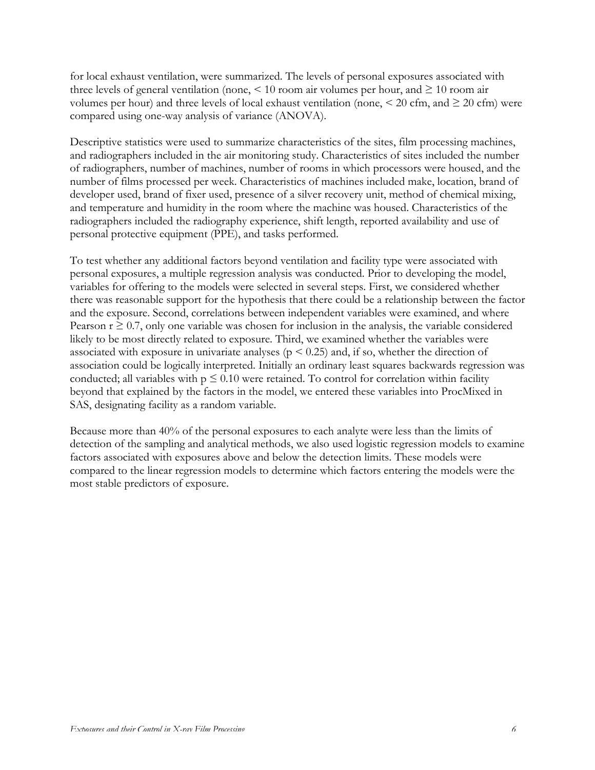for local exhaust ventilation, were summarized. The levels of personal exposures associated with three levels of general ventilation (none, $< 10$ room air volumes per hour, and $\geq 10$ room air volumes per hour) and three levels of local exhaust ventilation (none, $< 20$ cfm, and $\geq 20$ cfm) were compared using one-way analysis of variance (ANOVA).

Descriptive statistics were used to summarize characteristics of the sites, film processing machines, and radiographers included in the air monitoring study. Characteristics of sites included the number of radiographers, number of machines, number of rooms in which processors were housed, and the number of films processed per week. Characteristics of machines included make, location, brand of developer used, brand of fixer used, presence of a silver recovery unit, method of chemical mixing, and temperature and humidity in the room where the machine was housed. Characteristics of the radiographers included the radiography experience, shift length, reported availability and use of personal protective equipment (PPE), and tasks performed.

To test whether any additional factors beyond ventilation and facility type were associated with personal exposures, a multiple regression analysis was conducted. Prior to developing the model, variables for offering to the models were selected in several steps. First, we considered whether there was reasonable support for the hypothesis that there could be a relationship between the factor and the exposure. Second, correlations between independent variables were examined, and where Pearson $r \geq 0.7$, only one variable was chosen for inclusion in the analysis, the variable considered likely to be most directly related to exposure. Third, we examined whether the variables were associated with exposure in univariate analyses ($p < 0.25$) and, if so, whether the direction of association could be logically interpreted. Initially an ordinary least squares backwards regression was conducted; all variables with $p \leq 0.10$ were retained. To control for correlation within facility beyond that explained by the factors in the model, we entered these variables into ProcMixed in SAS, designating facility as a random variable.

Because more than 40% of the personal exposures to each analyte were less than the limits of detection of the sampling and analytical methods, we also used logistic regression models to examine factors associated with exposures above and below the detection limits. These models were compared to the linear regression models to determine which factors entering the models were the most stable predictors of exposure.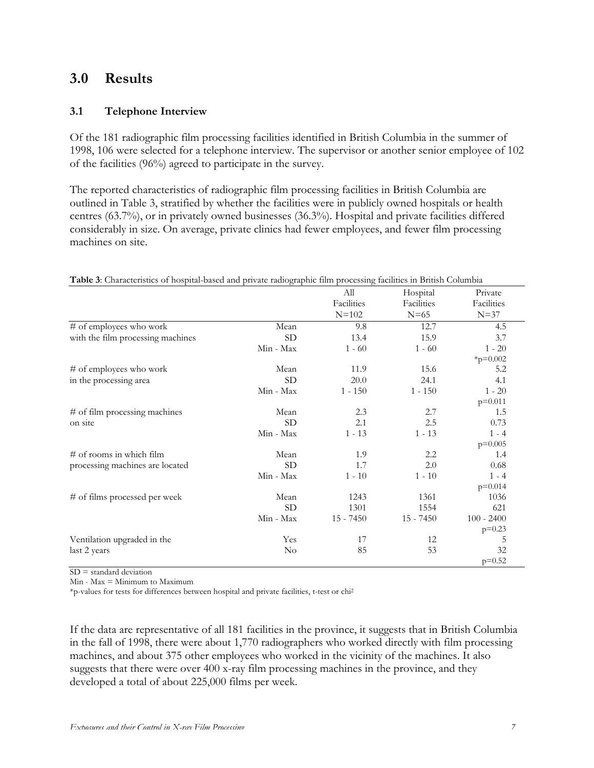## 3.0 Results

### 3.1 Telephone Interview

Of the 181 radiographic film processing facilities identified in British Columbia in the summer of 1998, 106 were selected for a telephone interview. The supervisor or another senior employee of 102 of the facilities (96%) agreed to participate in the survey.

The reported characteristics of radiographic film processing facilities in British Columbia are outlined in Table 3, stratified by whether the facilities were in publicly owned hospitals or health centres (63.7%), or in privately owned businesses (36.3%). Hospital and private facilities differed considerably in size. On average, private clinics had fewer employees, and fewer film processing machines on site.

**Table 3**: Characteristics of hospital-based and private radiographic film processing facilities in British Columbia

| | | All Facilities N=102 | Hospital Facilities N=65 | Private Facilities N=37 |
|---|---|---|---|---|
| # of employees who work with the film processing machines | Mean | 9.8 | 12.7 | 4.5 |
| | SD | 13.4 | 15.9 | 3.7 |
| | Min - Max | 1 - 60 | 1 - 60 | 1 - 20 |
| | | | | *p=0.002 |
| # of employees who work in the processing area | Mean | 11.9 | 15.6 | 5.2 |
| | SD | 20.0 | 24.1 | 4.1 |
| | Min - Max | 1 - 150 | 1 - 150 | 1 - 20 |
| | | | | p=0.011 |
| # of film processing machines on site | Mean | 2.3 | 2.7 | 1.5 |
| | SD | 2.1 | 2.5 | 0.73 |
| | Min - Max | 1 - 13 | 1 - 13 | 1 - 4 |
| | | | | p=0.005 |
| # of rooms in which film processing machines are located | Mean | 1.9 | 2.2 | 1.4 |
| | SD | 1.7 | 2.0 | 0.68 |
| | Min - Max | 1 - 10 | 1 - 10 | 1 - 4 |
| | | | | p=0.014 |
| # of films processed per week | Mean | 1243 | 1361 | 1036 |
| | SD | 1301 | 1554 | 621 |
| | Min - Max | 15 - 7450 | 15 - 7450 | 100 - 2400 |
| | | | | p=0.23 |
| Ventilation upgraded in the last 2 years | Yes | 17 | 12 | 5 |
| | No | 85 | 53 | 32 |
| | | | | p=0.52 |

SD = standard deviation
Min - Max = Minimum to Maximum
*p-values for tests for differences between hospital and private facilities, t-test or $chi^2$

If the data are representative of all 181 facilities in the province, it suggests that in British Columbia in the fall of 1998, there were about 1,770 radiographers who worked directly with film processing machines, and about 375 other employees who worked in the vicinity of the machines. It also suggests that there were over 400 x-ray film processing machines in the province, and they developed a total of about 225,000 films per week.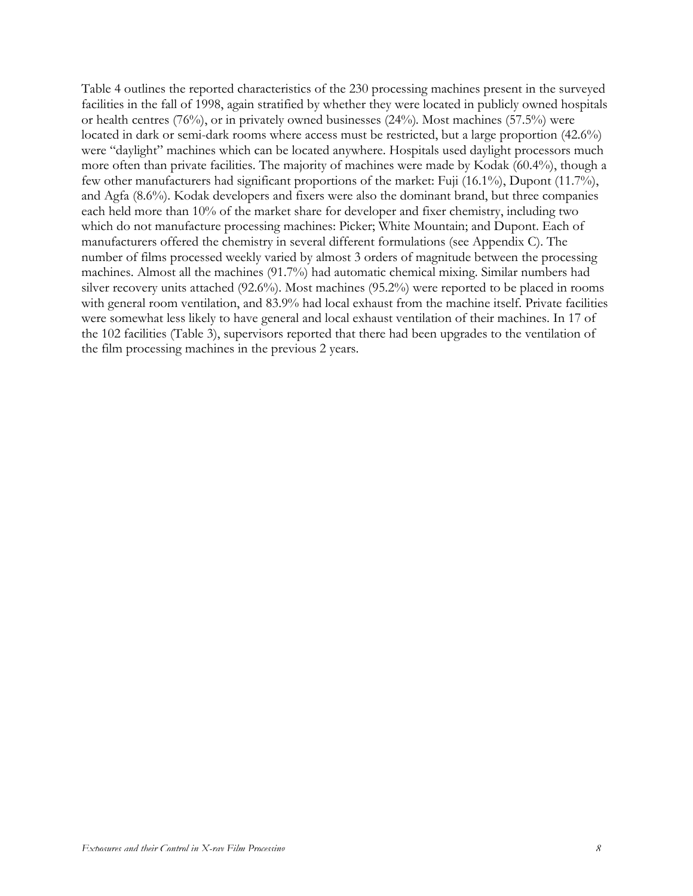Table 4 outlines the reported characteristics of the 230 processing machines present in the surveyed facilities in the fall of 1998, again stratified by whether they were located in publicly owned hospitals or health centres (76%), or in privately owned businesses (24%). Most machines (57.5%) were located in dark or semi-dark rooms where access must be restricted, but a large proportion (42.6%) were "daylight" machines which can be located anywhere. Hospitals used daylight processors much more often than private facilities. The majority of machines were made by Kodak (60.4%), though a few other manufacturers had significant proportions of the market: Fuji (16.1%), Dupont (11.7%), and Agfa (8.6%). Kodak developers and fixers were also the dominant brand, but three companies each held more than 10% of the market share for developer and fixer chemistry, including two which do not manufacture processing machines: Picker; White Mountain; and Dupont. Each of manufacturers offered the chemistry in several different formulations (see Appendix C). The number of films processed weekly varied by almost 3 orders of magnitude between the processing machines. Almost all the machines (91.7%) had automatic chemical mixing. Similar numbers had silver recovery units attached (92.6%). Most machines (95.2%) were reported to be placed in rooms with general room ventilation, and 83.9% had local exhaust from the machine itself. Private facilities were somewhat less likely to have general and local exhaust ventilation of their machines. In 17 of the 102 facilities (Table 3), supervisors reported that there had been upgrades to the ventilation of the film processing machines in the previous 2 years.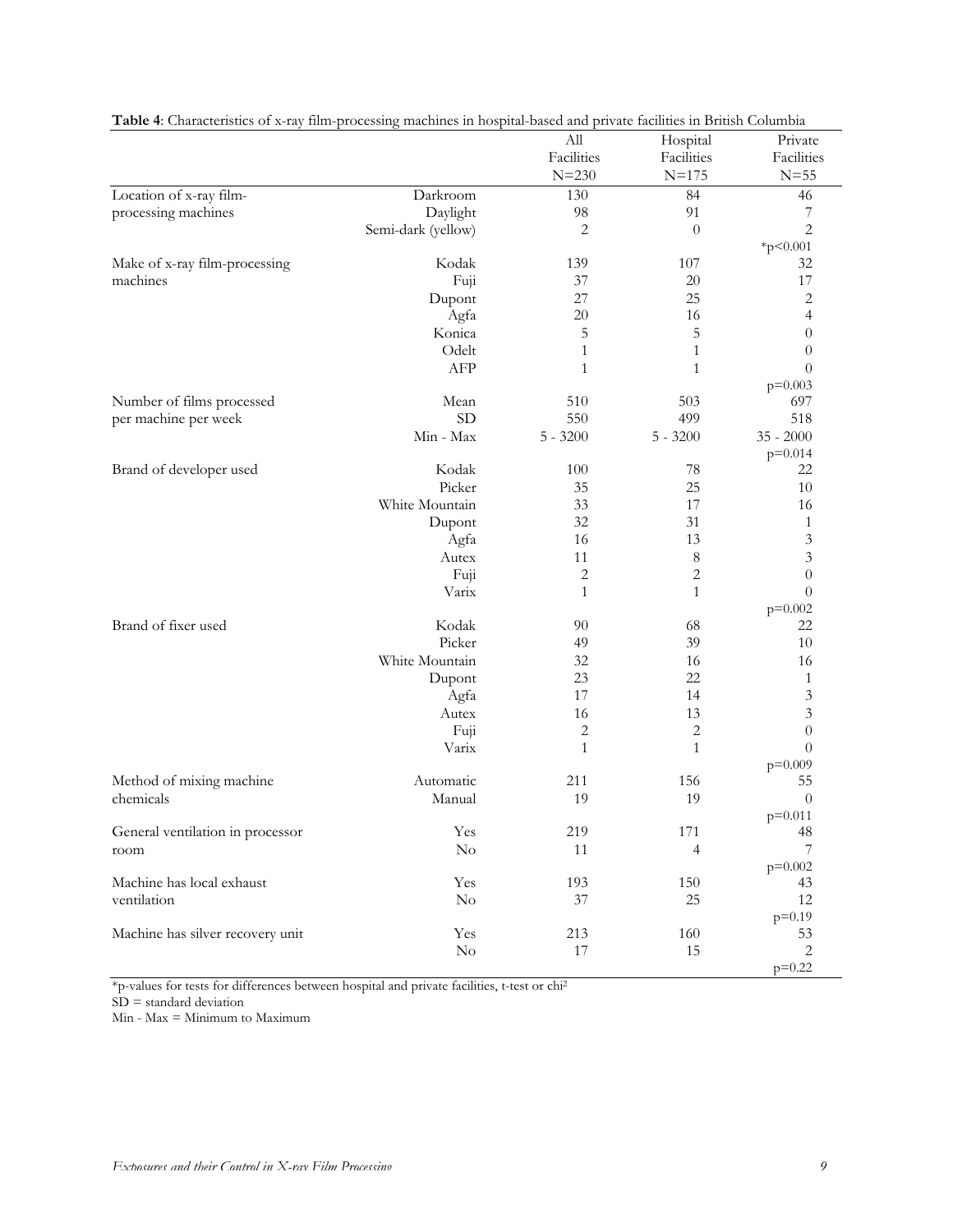**Table 4**: Characteristics of x-ray film-processing machines in hospital-based and private facilities in British Columbia

| | | All Facilities N=230 | Hospital Facilities N=175 | Private Facilities N=55 |
|---|---|---|---|---|
| Location of x-ray film-processing machines | Darkroom | 130 | 84 | 46 |
| | Daylight | 98 | 91 | 7 |
| | Semi-dark (yellow) | 2 | 0 | 2 |
| | | | | *p<0.001 |
| Make of x-ray film-processing machines | Kodak | 139 | 107 | 32 |
| | Fuji | 37 | 20 | 17 |
| | Dupont | 27 | 25 | 2 |
| | Agfa | 20 | 16 | 4 |
| | Konica | 5 | 5 | 0 |
| | Odelt | 1 | 1 | 0 |
| | AFP | 1 | 1 | 0 |
| | | | | p=0.003 |
| Number of films processed per machine per week | Mean | 510 | 503 | 697 |
| | SD | 550 | 499 | 518 |
| | Min - Max | 5 - 3200 | 5 - 3200 | 35 - 2000 |
| | | | | p=0.014 |
| Brand of developer used | Kodak | 100 | 78 | 22 |
| | Picker | 35 | 25 | 10 |
| | White Mountain | 33 | 17 | 16 |
| | Dupont | 32 | 31 | 1 |
| | Agfa | 16 | 13 | 3 |
| | Autex | 11 | 8 | 3 |
| | Fuji | 2 | 2 | 0 |
| | Varix | 1 | 1 | 0 |
| | | | | p=0.002 |
| Brand of fixer used | Kodak | 90 | 68 | 22 |
| | Picker | 49 | 39 | 10 |
| | White Mountain | 32 | 16 | 16 |
| | Dupont | 23 | 22 | 1 |
| | Agfa | 17 | 14 | 3 |
| | Autex | 16 | 13 | 3 |
| | Fuji | 2 | 2 | 0 |
| | Varix | 1 | 1 | 0 |
| | | | | p=0.009 |
| Method of mixing machine chemicals | Automatic | 211 | 156 | 55 |
| | Manual | 19 | 19 | 0 |
| | | | | p=0.011 |
| General ventilation in processor room | Yes | 219 | 171 | 48 |
| | No | 11 | 4 | 7 |
| | | | | p=0.002 |
| Machine has local exhaust ventilation | Yes | 193 | 150 | 43 |
| | No | 37 | 25 | 12 |
| | | | | p=0.19 |
| Machine has silver recovery unit | Yes | 213 | 160 | 53 |
| | No | 17 | 15 | 2 |
| | | | | p=0.22 |

*p-values for tests for differences between hospital and private facilities, t-test or chi$^2$

SD = standard deviation

Min - Max = Minimum to Maximum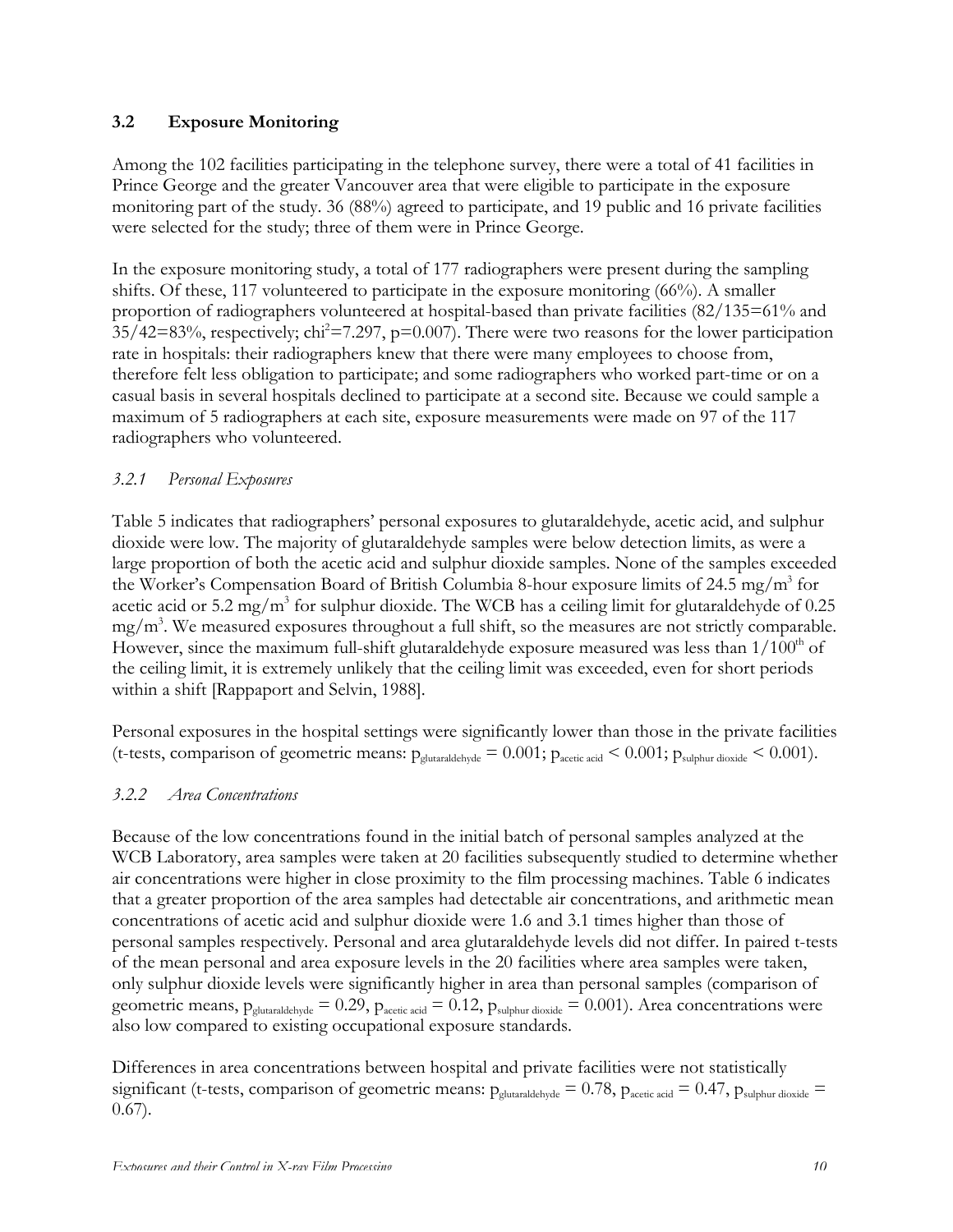## 3.2 Exposure Monitoring

Among the 102 facilities participating in the telephone survey, there were a total of 41 facilities in Prince George and the greater Vancouver area that were eligible to participate in the exposure monitoring part of the study. 36 (88%) agreed to participate, and 19 public and 16 private facilities were selected for the study; three of them were in Prince George.

In the exposure monitoring study, a total of 177 radiographers were present during the sampling shifts. Of these, 117 volunteered to participate in the exposure monitoring (66%). A smaller proportion of radiographers volunteered at hospital-based than private facilities (82/135=61% and 35/42=83%, respectively; $chi^2$=7.297, p=0.007). There were two reasons for the lower participation rate in hospitals: their radiographers knew that there were many employees to choose from, therefore felt less obligation to participate; and some radiographers who worked part-time or on a casual basis in several hospitals declined to participate at a second site. Because we could sample a maximum of 5 radiographers at each site, exposure measurements were made on 97 of the 117 radiographers who volunteered.

### *3.2.1 Personal Exposures*

Table 5 indicates that radiographers' personal exposures to glutaraldehyde, acetic acid, and sulphur dioxide were low. The majority of glutaraldehyde samples were below detection limits, as were a large proportion of both the acetic acid and sulphur dioxide samples. None of the samples exceeded the Worker's Compensation Board of British Columbia 8-hour exposure limits of 24.5 $mg/m^3$ for acetic acid or 5.2 $mg/m^3$ for sulphur dioxide. The WCB has a ceiling limit for glutaraldehyde of 0.25 $mg/m^3$. We measured exposures throughout a full shift, so the measures are not strictly comparable. However, since the maximum full-shift glutaraldehyde exposure measured was less than 1/100th of the ceiling limit, it is extremely unlikely that the ceiling limit was exceeded, even for short periods within a shift [Rappaport and Selvin, 1988].

Personal exposures in the hospital settings were significantly lower than those in the private facilities (t-tests, comparison of geometric means: $p_{glutaraldehyde} = 0.001$; $p_{acetic\ acid} < 0.001$; $p_{sulphur\ dioxide} < 0.001$).

### *3.2.2 Area Concentrations*

Because of the low concentrations found in the initial batch of personal samples analyzed at the WCB Laboratory, area samples were taken at 20 facilities subsequently studied to determine whether air concentrations were higher in close proximity to the film processing machines. Table 6 indicates that a greater proportion of the area samples had detectable air concentrations, and arithmetic mean concentrations of acetic acid and sulphur dioxide were 1.6 and 3.1 times higher than those of personal samples respectively. Personal and area glutaraldehyde levels did not differ. In paired t-tests of the mean personal and area exposure levels in the 20 facilities where area samples were taken, only sulphur dioxide levels were significantly higher in area than personal samples (comparison of geometric means, $p_{glutaraldehyde} = 0.29$, $p_{acetic\ acid} = 0.12$, $p_{sulphur\ dioxide} = 0.001$). Area concentrations were also low compared to existing occupational exposure standards.

Differences in area concentrations between hospital and private facilities were not statistically significant (t-tests, comparison of geometric means: $p_{glutaraldehyde} = 0.78$, $p_{acetic\ acid} = 0.47$, $p_{sulphur\ dioxide} = 0.67$).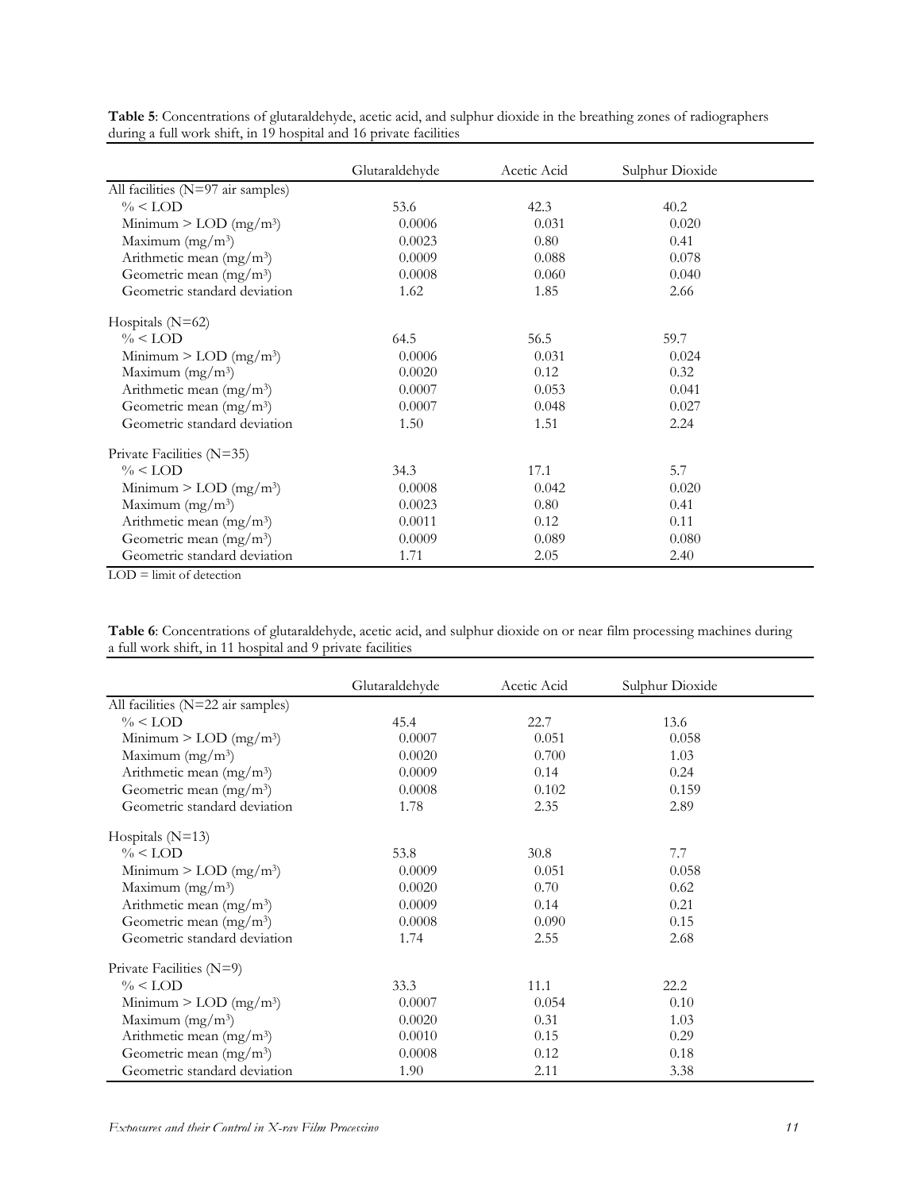**Table 5**: Concentrations of glutaraldehyde, acetic acid, and sulphur dioxide in the breathing zones of radiographers during a full work shift, in 19 hospital and 16 private facilities

| | Glutaraldehyde | Acetic Acid | Sulphur Dioxide |
|---|---|---|---|
| All facilities (N=97 air samples) | | | |
| % < LOD | 53.6 | 42.3 | 40.2 |
| Minimum > LOD (mg/m$^3$) | 0.0006 | 0.031 | 0.020 |
| Maximum (mg/m$^3$) | 0.0023 | 0.80 | 0.41 |
| Arithmetic mean (mg/m$^3$) | 0.0009 | 0.088 | 0.078 |
| Geometric mean (mg/m$^3$) | 0.0008 | 0.060 | 0.040 |
| Geometric standard deviation | 1.62 | 1.85 | 2.66 |
| Hospitals (N=62) | | | |
| % < LOD | 64.5 | 56.5 | 59.7 |
| Minimum > LOD (mg/m$^3$) | 0.0006 | 0.031 | 0.024 |
| Maximum (mg/m$^3$) | 0.0020 | 0.12 | 0.32 |
| Arithmetic mean (mg/m$^3$) | 0.0007 | 0.053 | 0.041 |
| Geometric mean (mg/m$^3$) | 0.0007 | 0.048 | 0.027 |
| Geometric standard deviation | 1.50 | 1.51 | 2.24 |
| Private Facilities (N=35) | | | |
| % < LOD | 34.3 | 17.1 | 5.7 |
| Minimum > LOD (mg/m$^3$) | 0.0008 | 0.042 | 0.020 |
| Maximum (mg/m$^3$) | 0.0023 | 0.80 | 0.41 |
| Arithmetic mean (mg/m$^3$) | 0.0011 | 0.12 | 0.11 |
| Geometric mean (mg/m$^3$) | 0.0009 | 0.089 | 0.080 |
| Geometric standard deviation | 1.71 | 2.05 | 2.40 |

LOD = limit of detection

**Table 6**: Concentrations of glutaraldehyde, acetic acid, and sulphur dioxide on or near film processing machines during a full work shift, in 11 hospital and 9 private facilities

| | Glutaraldehyde | Acetic Acid | Sulphur Dioxide |
|---|---|---|---|
| All facilities (N=22 air samples) | | | |
| % < LOD | 45.4 | 22.7 | 13.6 |
| Minimum > LOD (mg/m$^3$) | 0.0007 | 0.051 | 0.058 |
| Maximum (mg/m$^3$) | 0.0020 | 0.700 | 1.03 |
| Arithmetic mean (mg/m$^3$) | 0.0009 | 0.14 | 0.24 |
| Geometric mean (mg/m$^3$) | 0.0008 | 0.102 | 0.159 |
| Geometric standard deviation | 1.78 | 2.35 | 2.89 |
| Hospitals (N=13) | | | |
| % < LOD | 53.8 | 30.8 | 7.7 |
| Minimum > LOD (mg/m$^3$) | 0.0009 | 0.051 | 0.058 |
| Maximum (mg/m$^3$) | 0.0020 | 0.70 | 0.62 |
| Arithmetic mean (mg/m$^3$) | 0.0009 | 0.14 | 0.21 |
| Geometric mean (mg/m$^3$) | 0.0008 | 0.090 | 0.15 |
| Geometric standard deviation | 1.74 | 2.55 | 2.68 |
| Private Facilities (N=9) | | | |
| % < LOD | 33.3 | 11.1 | 22.2 |
| Minimum > LOD (mg/m$^3$) | 0.0007 | 0.054 | 0.10 |
| Maximum (mg/m$^3$) | 0.0020 | 0.31 | 1.03 |
| Arithmetic mean (mg/m$^3$) | 0.0010 | 0.15 | 0.29 |
| Geometric mean (mg/m$^3$) | 0.0008 | 0.12 | 0.18 |
| Geometric standard deviation | 1.90 | 2.11 | 3.38 |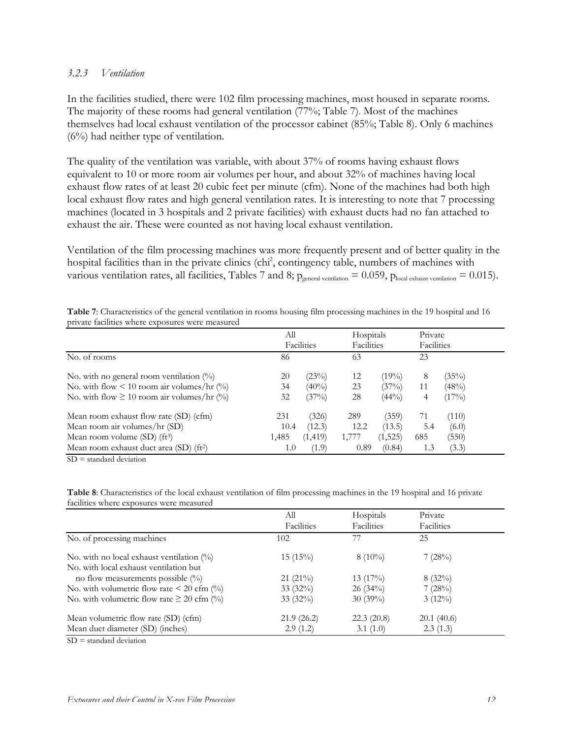### *3.2.3 Ventilation*

In the facilities studied, there were 102 film processing machines, most housed in separate rooms. The majority of these rooms had general ventilation (77%; Table 7). Most of the machines themselves had local exhaust ventilation of the processor cabinet (85%; Table 8). Only 6 machines (6%) had neither type of ventilation.

The quality of the ventilation was variable, with about 37% of rooms having exhaust flows equivalent to 10 or more room air volumes per hour, and about 32% of machines having local exhaust flow rates of at least 20 cubic feet per minute (cfm). None of the machines had both high local exhaust flow rates and high general ventilation rates. It is interesting to note that 7 processing machines (located in 3 hospitals and 2 private facilities) with exhaust ducts had no fan attached to exhaust the air. These were counted as not having local exhaust ventilation.

Ventilation of the film processing machines was more frequently present and of better quality in the hospital facilities than in the private clinics ($chi^2$, contingency table, numbers of machines with various ventilation rates, all facilities, Tables 7 and 8; $p_{general\ ventilation} = 0.059$, $p_{local\ exhaust\ ventilation} = 0.015$).

**Table 7**: Characteristics of the general ventilation in rooms housing film processing machines in the 19 hospital and 16 private facilities where exposures were measured

| | All Facilities | | Hospitals Facilities | | Private Facilities | |
|---|---|---|---|---|---|---|
| No. of rooms | 86 | | 63 | | 23 | |
| No. with no general room ventilation (%) | 20 | (23%) | 12 | (19%) | 8 | (35%) |
| No. with flow < 10 room air volumes/hr (%) | 34 | (40%) | 23 | (37%) | 11 | (48%) |
| No. with flow ≥ 10 room air volumes/hr (%) | 32 | (37%) | 28 | (44%) | 4 | (17%) |
| Mean room exhaust flow rate (SD) (cfm) | 231 | (326) | 289 | (359) | 71 | (110) |
| Mean room air volumes/hr (SD) | 10.4 | (12.3) | 12.2 | (13.5) | 5.4 | (6.0) |
| Mean room volume (SD) ($ft^3$) | 1,485 | (1,419) | 1,777 | (1,525) | 685 | (550) |
| Mean room exhaust duct area (SD) ($ft^2$) | 1.0 | (1.9) | 0.89 | (0.84) | 1.3 | (3.3) |

SD = standard deviation

**Table 8**: Characteristics of the local exhaust ventilation of film processing machines in the 19 hospital and 16 private facilities where exposures were measured

| | All Facilities | Hospitals Facilities | Private Facilities |
|---|---|---|---|
| No. of processing machines | 102 | 77 | 25 |
| No. with no local exhaust ventilation (%) | 15 (15%) | 8 (10%) | 7 (28%) |
| No. with local exhaust ventilation but no flow measurements possible (%) | 21 (21%) | 13 (17%) | 8 (32%) |
| No. with volumetric flow rate < 20 cfm (%) | 33 (32%) | 26 (34%) | 7 (28%) |
| No. with volumetric flow rate ≥ 20 cfm (%) | 33 (32%) | 30 (39%) | 3 (12%) |
| Mean volumetric flow rate (SD) (cfm) | 21.9 (26.2) | 22.3 (20.8) | 20.1 (40.6) |
| Mean duct diameter (SD) (inches) | 2.9 (1.2) | 3.1 (1.0) | 2.3 (1.3) |

SD = standard deviation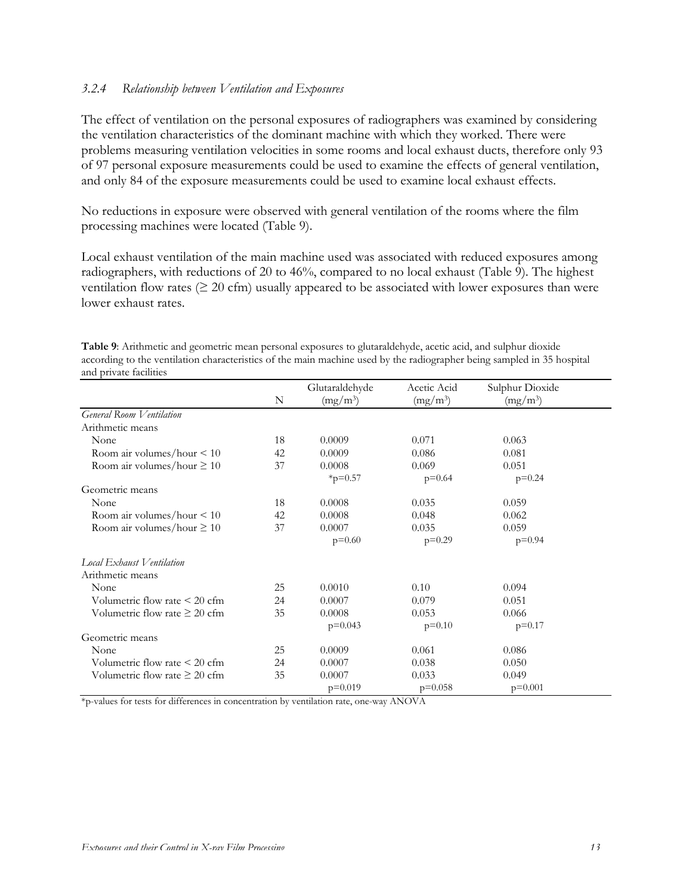### *3.2.4 Relationship between Ventilation and Exposures*

The effect of ventilation on the personal exposures of radiographers was examined by considering the ventilation characteristics of the dominant machine with which they worked. There were problems measuring ventilation velocities in some rooms and local exhaust ducts, therefore only 93 of 97 personal exposure measurements could be used to examine the effects of general ventilation, and only 84 of the exposure measurements could be used to examine local exhaust effects.

No reductions in exposure were observed with general ventilation of the rooms where the film processing machines were located (Table 9).

Local exhaust ventilation of the main machine used was associated with reduced exposures among radiographers, with reductions of 20 to 46%, compared to no local exhaust (Table 9). The highest ventilation flow rates (≥ 20 cfm) usually appeared to be associated with lower exposures than were lower exhaust rates.

**Table 9**: Arithmetic and geometric mean personal exposures to glutaraldehyde, acetic acid, and sulphur dioxide according to the ventilation characteristics of the main machine used by the radiographer being sampled in 35 hospital and private facilities

| | N | Glutaraldehyde ($mg/m^3$) | Acetic Acid ($mg/m^3$) | Sulphur Dioxide ($mg/m^3$) |
|---|---|---|---|---|
| *General Room Ventilation* | | | | |
| Arithmetic means | | | | |
| None | 18 | 0.0009 | 0.071 | 0.063 |
| Room air volumes/hour < 10 | 42 | 0.0009 | 0.086 | 0.081 |
| Room air volumes/hour ≥ 10 | 37 | 0.0008 | 0.069 | 0.051 |
| | | *p=0.57 | p=0.64 | p=0.24 |
| Geometric means | | | | |
| None | 18 | 0.0008 | 0.035 | 0.059 |
| Room air volumes/hour < 10 | 42 | 0.0008 | 0.048 | 0.062 |
| Room air volumes/hour ≥ 10 | 37 | 0.0007 | 0.035 | 0.059 |
| | | p=0.60 | p=0.29 | p=0.94 |
| *Local Exhaust Ventilation* | | | | |
| Arithmetic means | | | | |
| None | 25 | 0.0010 | 0.10 | 0.094 |
| Volumetric flow rate < 20 cfm | 24 | 0.0007 | 0.079 | 0.051 |
| Volumetric flow rate ≥ 20 cfm | 35 | 0.0008 | 0.053 | 0.066 |
| | | p=0.043 | p=0.10 | p=0.17 |
| Geometric means | | | | |
| None | 25 | 0.0009 | 0.061 | 0.086 |
| Volumetric flow rate < 20 cfm | 24 | 0.0007 | 0.038 | 0.050 |
| Volumetric flow rate ≥ 20 cfm | 35 | 0.0007 | 0.033 | 0.049 |
| | | p=0.019 | p=0.058 | p=0.001 |

*p-values for tests for differences in concentration by ventilation rate, one-way ANOVA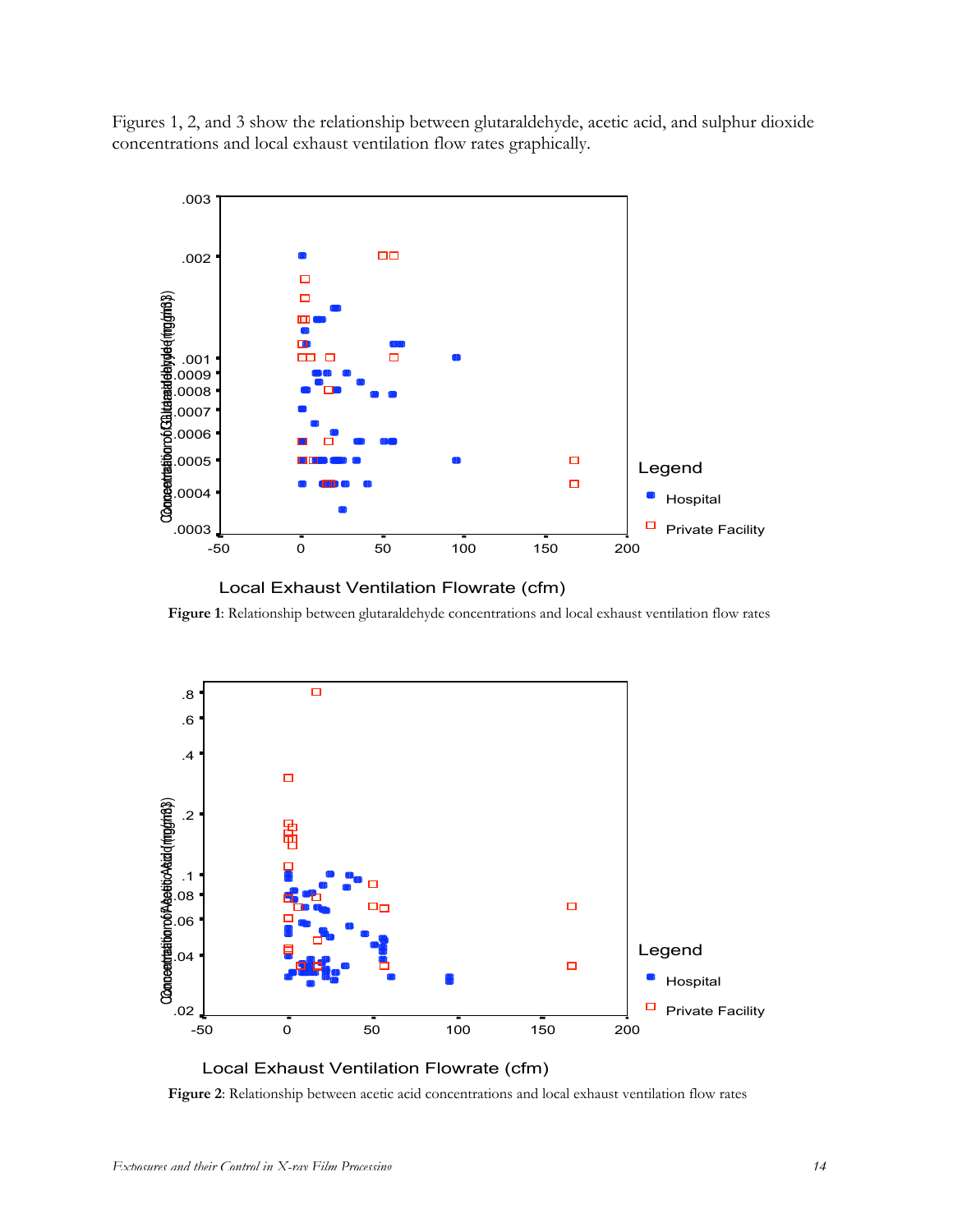Figures 1, 2, and 3 show the relationship between glutaraldehyde, acetic acid, and sulphur dioxide concentrations and local exhaust ventilation flow rates graphically.

**Figure 1**: Relationship between glutaraldehyde concentrations and local exhaust ventilation flow rates

**Figure 2**: Relationship between acetic acid concentrations and local exhaust ventilation flow rates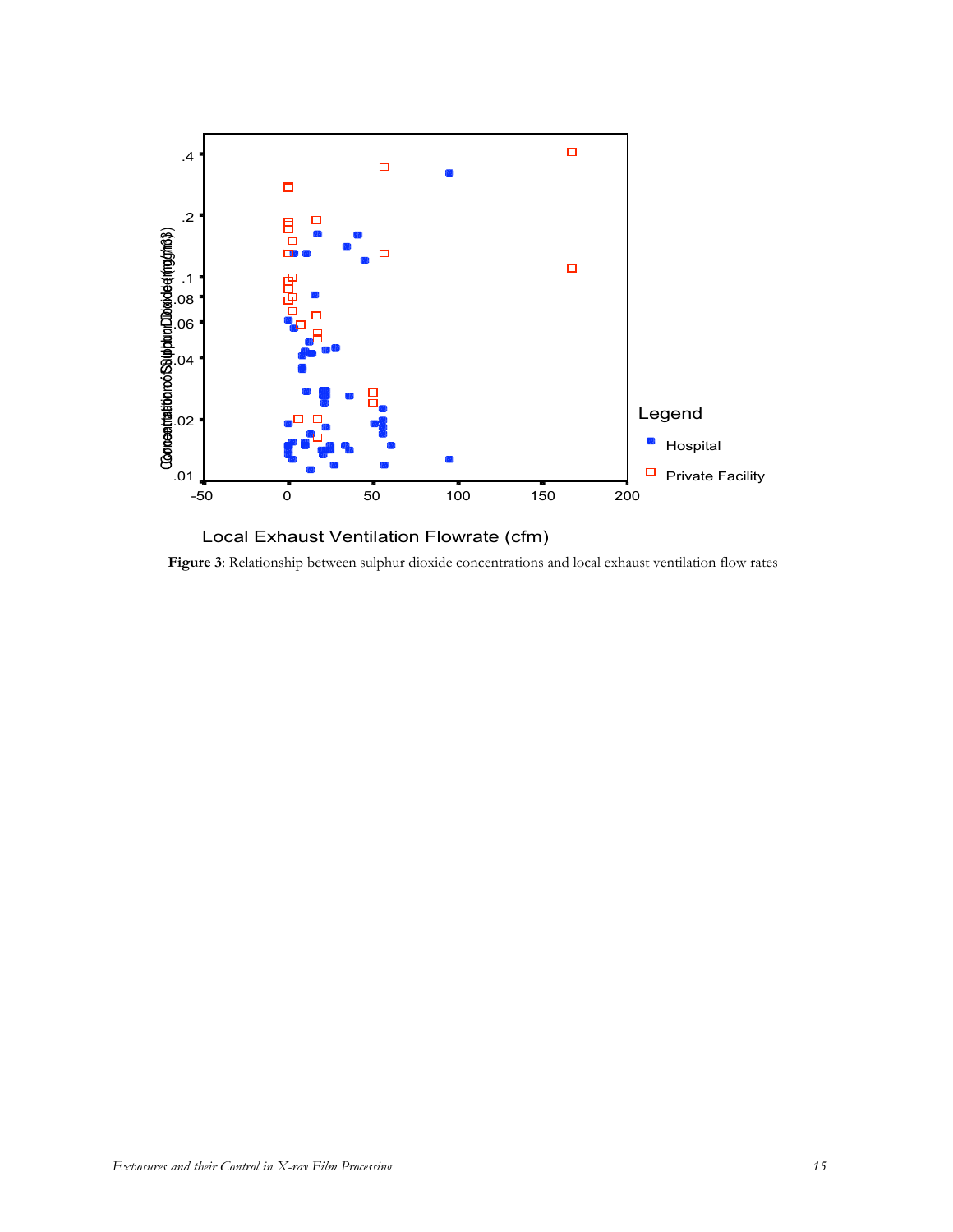**Figure 3**: Relationship between sulphur dioxide concentrations and local exhaust ventilation flow rates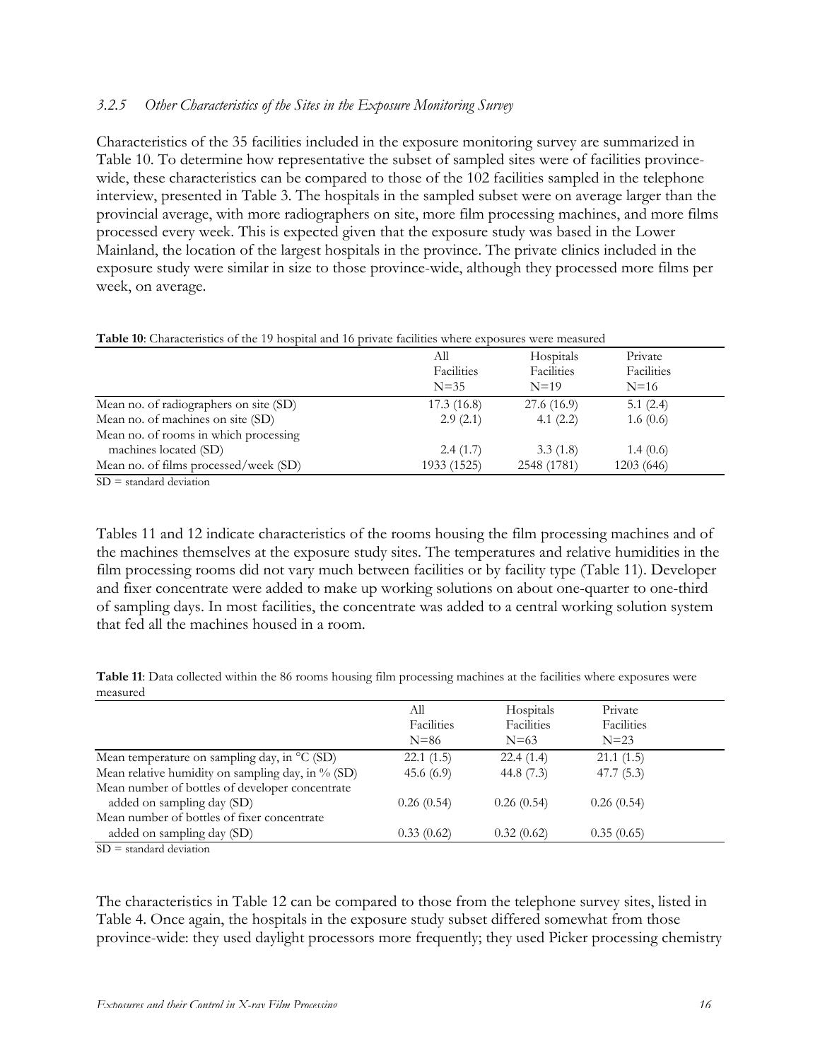### *3.2.5 Other Characteristics of the Sites in the Exposure Monitoring Survey*

Characteristics of the 35 facilities included in the exposure monitoring survey are summarized in Table 10. To determine how representative the subset of sampled sites were of facilities province-wide, these characteristics can be compared to those of the 102 facilities sampled in the telephone interview, presented in Table 3. The hospitals in the sampled subset were on average larger than the provincial average, with more radiographers on site, more film processing machines, and more films processed every week. This is expected given that the exposure study was based in the Lower Mainland, the location of the largest hospitals in the province. The private clinics included in the exposure study were similar in size to those province-wide, although they processed more films per week, on average.

**Table 10**: Characteristics of the 19 hospital and 16 private facilities where exposures were measured

| | All Facilities N=35 | Hospitals Facilities N=19 | Private Facilities N=16 |
|---|---|---|---|
| Mean no. of radiographers on site (SD) | 17.3 (16.8) | 27.6 (16.9) | 5.1 (2.4) |
| Mean no. of machines on site (SD) | 2.9 (2.1) | 4.1 (2.2) | 1.6 (0.6) |
| Mean no. of rooms in which processing machines located (SD) | 2.4 (1.7) | 3.3 (1.8) | 1.4 (0.6) |
| Mean no. of films processed/week (SD) | 1933 (1525) | 2548 (1781) | 1203 (646) |

SD = standard deviation

Tables 11 and 12 indicate characteristics of the rooms housing the film processing machines and of the machines themselves at the exposure study sites. The temperatures and relative humidities in the film processing rooms did not vary much between facilities or by facility type (Table 11). Developer and fixer concentrate were added to make up working solutions on about one-quarter to one-third of sampling days. In most facilities, the concentrate was added to a central working solution system that fed all the machines housed in a room.

**Table 11**: Data collected within the 86 rooms housing film processing machines at the facilities where exposures were measured

| | All Facilities N=86 | Hospitals Facilities N=63 | Private Facilities N=23 |
|---|---|---|---|
| Mean temperature on sampling day, in °C (SD) | 22.1 (1.5) | 22.4 (1.4) | 21.1 (1.5) |
| Mean relative humidity on sampling day, in % (SD) | 45.6 (6.9) | 44.8 (7.3) | 47.7 (5.3) |
| Mean number of bottles of developer concentrate added on sampling day (SD) | 0.26 (0.54) | 0.26 (0.54) | 0.26 (0.54) |
| Mean number of bottles of fixer concentrate added on sampling day (SD) | 0.33 (0.62) | 0.32 (0.62) | 0.35 (0.65) |

SD = standard deviation

The characteristics in Table 12 can be compared to those from the telephone survey sites, listed in Table 4. Once again, the hospitals in the exposure study subset differed somewhat from those province-wide: they used daylight processors more frequently; they used Picker processing chemistry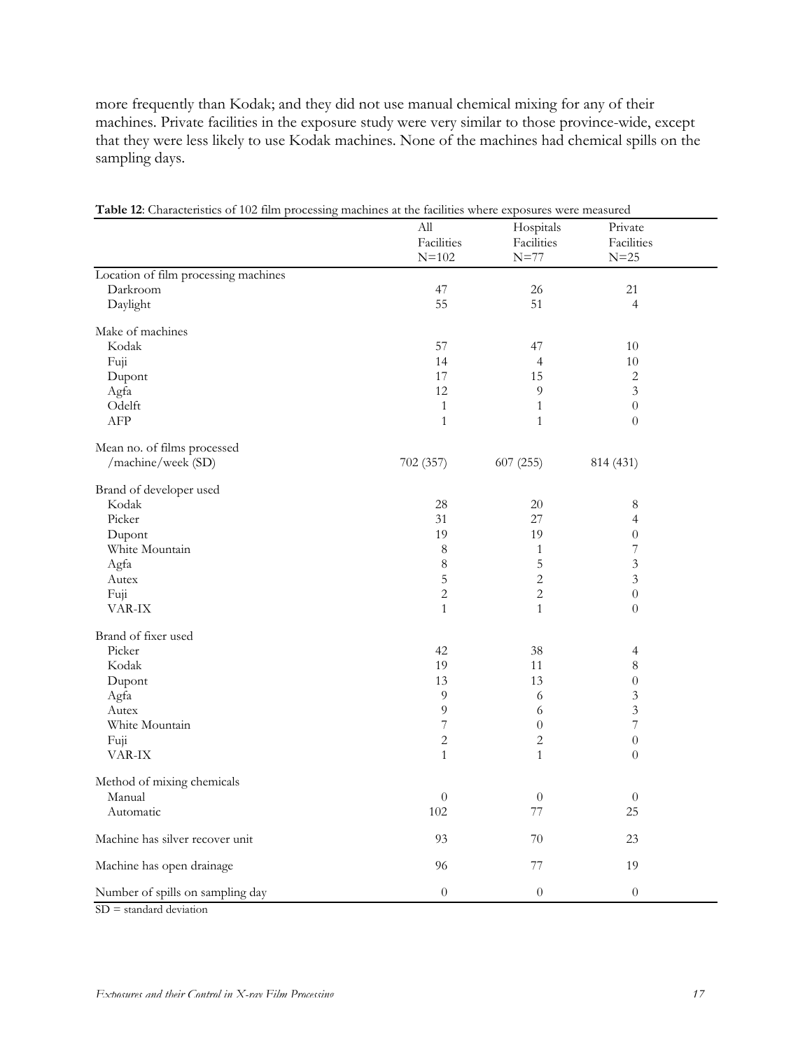more frequently than Kodak; and they did not use manual chemical mixing for any of their machines. Private facilities in the exposure study were very similar to those province-wide, except that they were less likely to use Kodak machines. None of the machines had chemical spills on the sampling days.

**Table 12**: Characteristics of 102 film processing machines at the facilities where exposures were measured

| | All Facilities N=102 | Hospitals Facilities N=77 | Private Facilities N=25 |
|---|---|---|---|
| Location of film processing machines | | | |
| Darkroom | 47 | 26 | 21 |
| Daylight | 55 | 51 | 4 |
| Make of machines | | | |
| Kodak | 57 | 47 | 10 |
| Fuji | 14 | 4 | 10 |
| Dupont | 17 | 15 | 2 |
| Agfa | 12 | 9 | 3 |
| Odelft | 1 | 1 | 0 |
| AFP | 1 | 1 | 0 |
| Mean no. of films processed /machine/week (SD) | 702 (357) | 607 (255) | 814 (431) |
| Brand of developer used | | | |
| Kodak | 28 | 20 | 8 |
| Picker | 31 | 27 | 4 |
| Dupont | 19 | 19 | 0 |
| White Mountain | 8 | 1 | 7 |
| Agfa | 8 | 5 | 3 |
| Autex | 5 | 2 | 3 |
| Fuji | 2 | 2 | 0 |
| VAR-IX | 1 | 1 | 0 |
| Brand of fixer used | | | |
| Picker | 42 | 38 | 4 |
| Kodak | 19 | 11 | 8 |
| Dupont | 13 | 13 | 0 |
| Agfa | 9 | 6 | 3 |
| Autex | 9 | 6 | 3 |
| White Mountain | 7 | 0 | 7 |
| Fuji | 2 | 2 | 0 |
| VAR-IX | 1 | 1 | 0 |
| Method of mixing chemicals | | | |
| Manual | 0 | 0 | 0 |
| Automatic | 102 | 77 | 25 |
| Machine has silver recover unit | 93 | 70 | 23 |
| Machine has open drainage | 96 | 77 | 19 |
| Number of spills on sampling day | 0 | 0 | 0 |

SD = standard deviation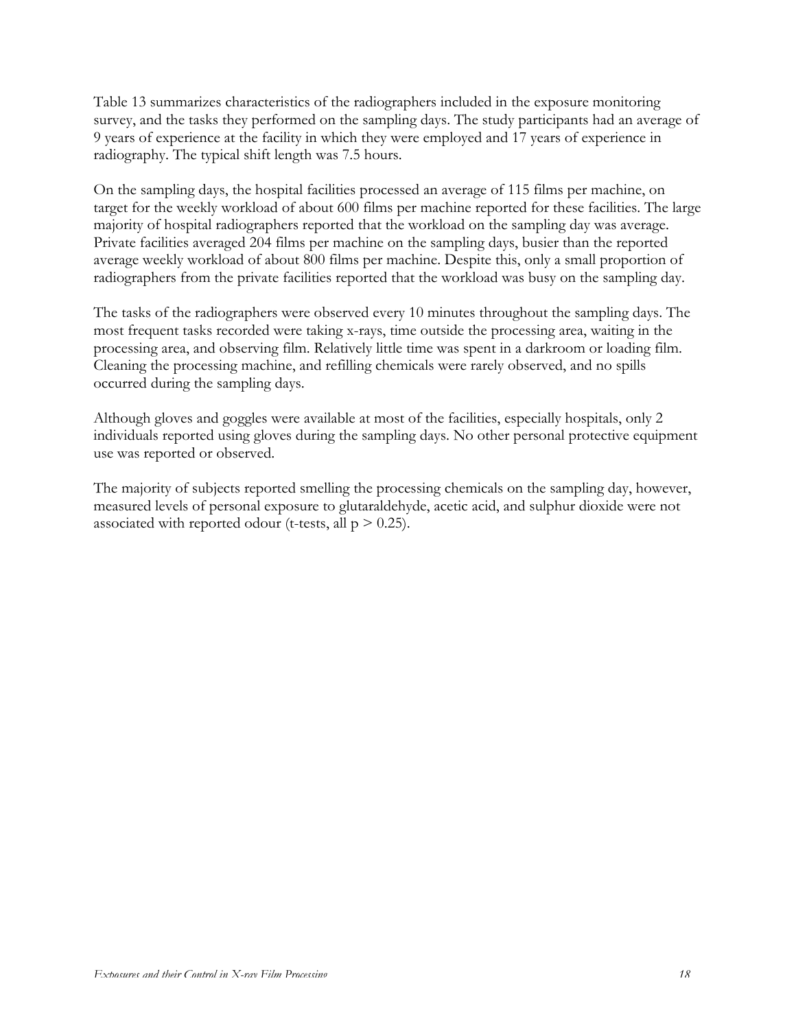Table 13 summarizes characteristics of the radiographers included in the exposure monitoring survey, and the tasks they performed on the sampling days. The study participants had an average of 9 years of experience at the facility in which they were employed and 17 years of experience in radiography. The typical shift length was 7.5 hours.

On the sampling days, the hospital facilities processed an average of 115 films per machine, on target for the weekly workload of about 600 films per machine reported for these facilities. The large majority of hospital radiographers reported that the workload on the sampling day was average. Private facilities averaged 204 films per machine on the sampling days, busier than the reported average weekly workload of about 800 films per machine. Despite this, only a small proportion of radiographers from the private facilities reported that the workload was busy on the sampling day.

The tasks of the radiographers were observed every 10 minutes throughout the sampling days. The most frequent tasks recorded were taking x-rays, time outside the processing area, waiting in the processing area, and observing film. Relatively little time was spent in a darkroom or loading film. Cleaning the processing machine, and refilling chemicals were rarely observed, and no spills occurred during the sampling days.

Although gloves and goggles were available at most of the facilities, especially hospitals, only 2 individuals reported using gloves during the sampling days. No other personal protective equipment use was reported or observed.

The majority of subjects reported smelling the processing chemicals on the sampling day, however, measured levels of personal exposure to glutaraldehyde, acetic acid, and sulphur dioxide were not associated with reported odour (t-tests, all $p > 0.25$).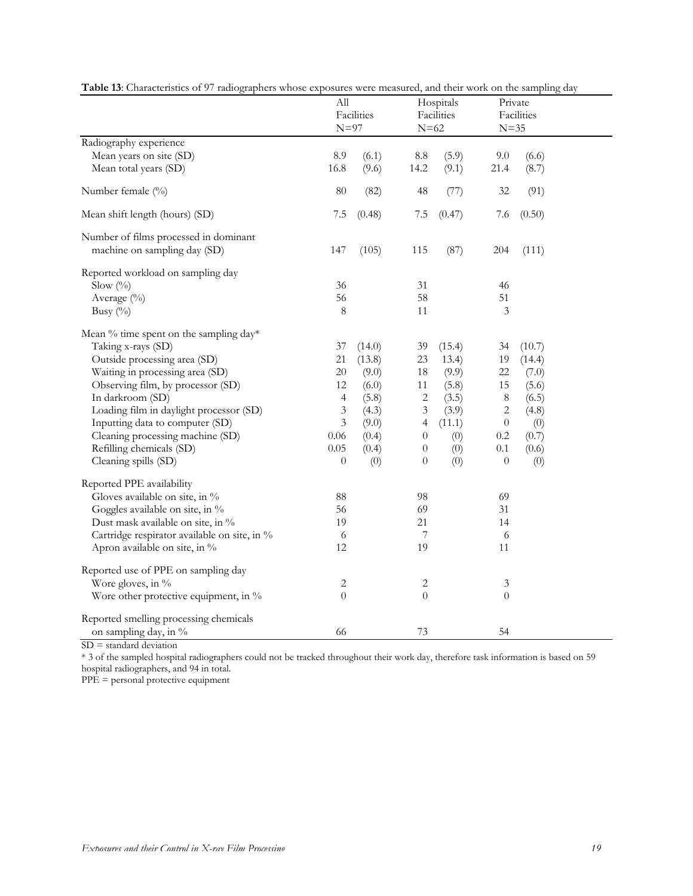**Table 13**: Characteristics of 97 radiographers whose exposures were measured, and their work on the sampling day

| | All Facilities N=97 | | Hospitals Facilities N=62 | | Private Facilities N=35 | |
|---|---|---|---|---|---|---|
| Radiography experience | | | | | | |
| Mean years on site (SD) | 8.9 | (6.1) | 8.8 | (5.9) | 9.0 | (6.6) |
| Mean total years (SD) | 16.8 | (9.6) | 14.2 | (9.1) | 21.4 | (8.7) |
| Number female (%) | 80 | (82) | 48 | (77) | 32 | (91) |
| Mean shift length (hours) (SD) | 7.5 | (0.48) | 7.5 | (0.47) | 7.6 | (0.50) |
| Number of films processed in dominant machine on sampling day (SD) | 147 | (105) | 115 | (87) | 204 | (111) |
| Reported workload on sampling day | | | | | | |
| Slow (%) | 36 | | 31 | | 46 | |
| Average (%) | 56 | | 58 | | 51 | |
| Busy (%) | 8 | | 11 | | 3 | |
| Mean % time spent on the sampling day* | | | | | | |
| Taking x-rays (SD) | 37 | (14.0) | 39 | (15.4) | 34 | (10.7) |
| Outside processing area (SD) | 21 | (13.8) | 23 | 13.4) | 19 | (14.4) |
| Waiting in processing area (SD) | 20 | (9.0) | 18 | (9.9) | 22 | (7.0) |
| Observing film, by processor (SD) | 12 | (6.0) | 11 | (5.8) | 15 | (5.6) |
| In darkroom (SD) | 4 | (5.8) | 2 | (3.5) | 8 | (6.5) |
| Loading film in daylight processor (SD) | 3 | (4.3) | 3 | (3.9) | 2 | (4.8) |
| Inputting data to computer (SD) | 3 | (9.0) | 4 | (11.1) | 0 | (0) |
| Cleaning processing machine (SD) | 0.06 | (0.4) | 0 | (0) | 0.2 | (0.7) |
| Refilling chemicals (SD) | 0.05 | (0.4) | 0 | (0) | 0.1 | (0.6) |
| Cleaning spills (SD) | 0 | (0) | 0 | (0) | 0 | (0) |
| Reported PPE availability | | | | | | |
| Gloves available on site, in % | 88 | | 98 | | 69 | |
| Goggles available on site, in % | 56 | | 69 | | 31 | |
| Dust mask available on site, in % | 19 | | 21 | | 14 | |
| Cartridge respirator available on site, in % | 6 | | 7 | | 6 | |
| Apron available on site, in % | 12 | | 19 | | 11 | |
| Reported use of PPE on sampling day | | | | | | |
| Wore gloves, in % | 2 | | 2 | | 3 | |
| Wore other protective equipment, in % | 0 | | 0 | | 0 | |
| Reported smelling processing chemicals on sampling day, in % | 66 | | 73 | | 54 | |

SD = standard deviation

\* 3 of the sampled hospital radiographers could not be tracked throughout their work day, therefore task information is based on 59 hospital radiographers, and 94 in total.

PPE = personal protective equipment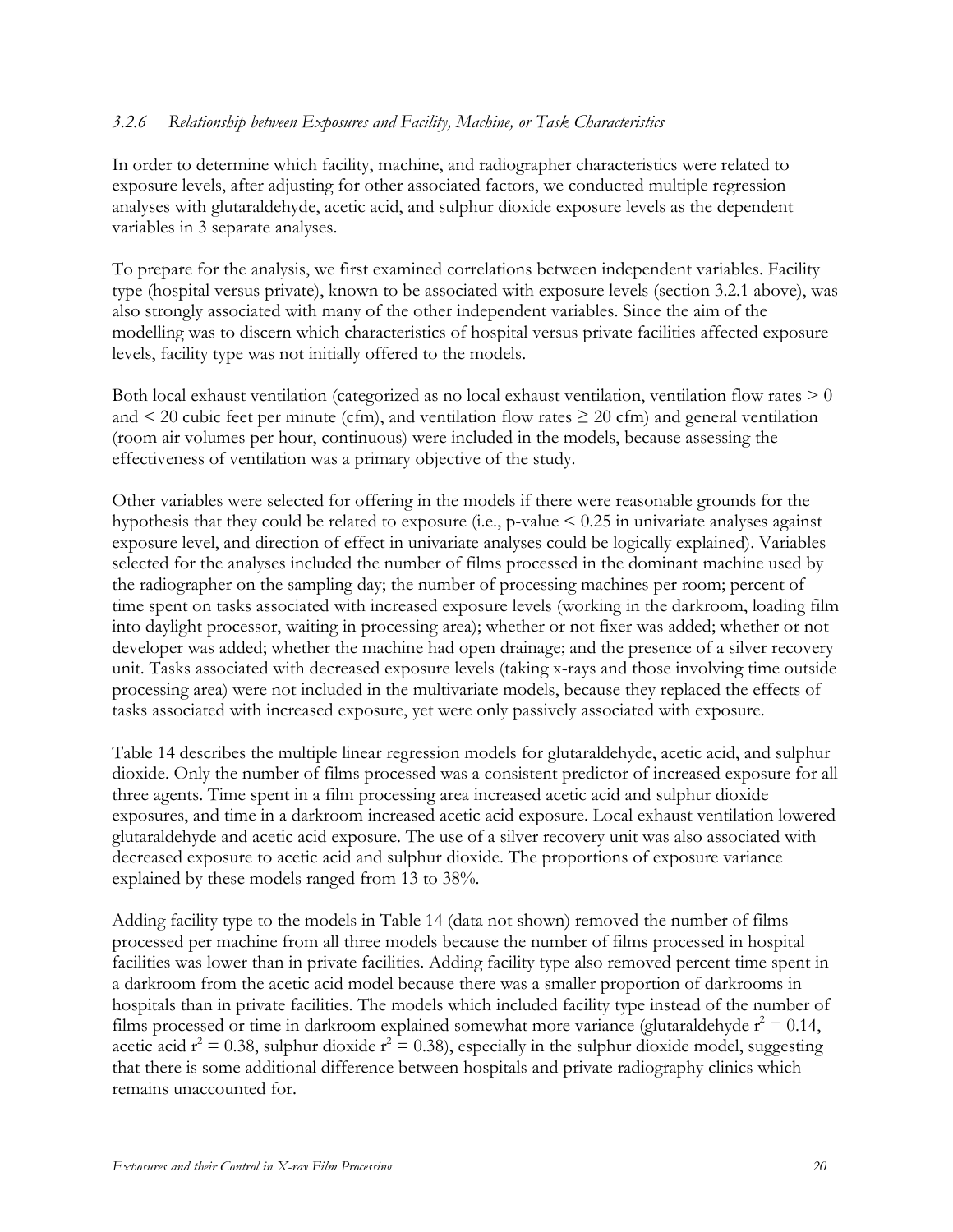### *3.2.6 Relationship between Exposures and Facility, Machine, or Task Characteristics*

In order to determine which facility, machine, and radiographer characteristics were related to exposure levels, after adjusting for other associated factors, we conducted multiple regression analyses with glutaraldehyde, acetic acid, and sulphur dioxide exposure levels as the dependent variables in 3 separate analyses.

To prepare for the analysis, we first examined correlations between independent variables. Facility type (hospital versus private), known to be associated with exposure levels (section 3.2.1 above), was also strongly associated with many of the other independent variables. Since the aim of the modelling was to discern which characteristics of hospital versus private facilities affected exposure levels, facility type was not initially offered to the models.

Both local exhaust ventilation (categorized as no local exhaust ventilation, ventilation flow rates > 0 and < 20 cubic feet per minute (cfm), and ventilation flow rates ≥ 20 cfm) and general ventilation (room air volumes per hour, continuous) were included in the models, because assessing the effectiveness of ventilation was a primary objective of the study.

Other variables were selected for offering in the models if there were reasonable grounds for the hypothesis that they could be related to exposure (i.e., p-value < 0.25 in univariate analyses against exposure level, and direction of effect in univariate analyses could be logically explained). Variables selected for the analyses included the number of films processed in the dominant machine used by the radiographer on the sampling day; the number of processing machines per room; percent of time spent on tasks associated with increased exposure levels (working in the darkroom, loading film into daylight processor, waiting in processing area); whether or not fixer was added; whether or not developer was added; whether the machine had open drainage; and the presence of a silver recovery unit. Tasks associated with decreased exposure levels (taking x-rays and those involving time outside processing area) were not included in the multivariate models, because they replaced the effects of tasks associated with increased exposure, yet were only passively associated with exposure.

Table 14 describes the multiple linear regression models for glutaraldehyde, acetic acid, and sulphur dioxide. Only the number of films processed was a consistent predictor of increased exposure for all three agents. Time spent in a film processing area increased acetic acid and sulphur dioxide exposures, and time in a darkroom increased acetic acid exposure. Local exhaust ventilation lowered glutaraldehyde and acetic acid exposure. The use of a silver recovery unit was also associated with decreased exposure to acetic acid and sulphur dioxide. The proportions of exposure variance explained by these models ranged from 13 to 38%.

Adding facility type to the models in Table 14 (data not shown) removed the number of films processed per machine from all three models because the number of films processed in hospital facilities was lower than in private facilities. Adding facility type also removed percent time spent in a darkroom from the acetic acid model because there was a smaller proportion of darkrooms in hospitals than in private facilities. The models which included facility type instead of the number of films processed or time in darkroom explained somewhat more variance (glutaraldehyde $r^2 = 0.14$, acetic acid $r^2 = 0.38$, sulphur dioxide $r^2 = 0.38$), especially in the sulphur dioxide model, suggesting that there is some additional difference between hospitals and private radiography clinics which remains unaccounted for.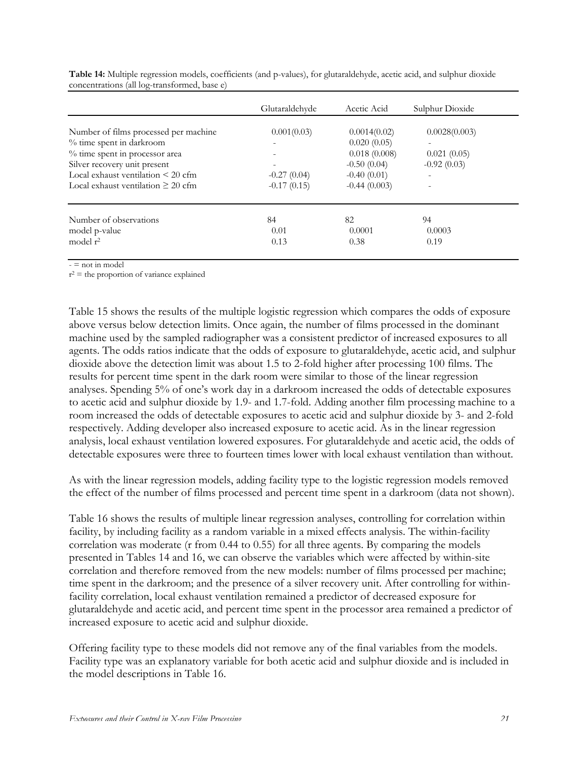**Table 14:** Multiple regression models, coefficients (and p-values), for glutaraldehyde, acetic acid, and sulphur dioxide concentrations (all log-transformed, base e)

| | Glutaraldehyde | Acetic Acid | Sulphur Dioxide |
|---|---|---|---|
| Number of films processed per machine | 0.001(0.03) | 0.0014(0.02) | 0.0028(0.003) |
| % time spent in darkroom | - | 0.020 (0.05) | - |
| % time spent in processor area | - | 0.018 (0.008) | 0.021 (0.05) |
| Silver recovery unit present | - | -0.50 (0.04) | -0.92 (0.03) |
| Local exhaust ventilation < 20 cfm | -0.27 (0.04) | -0.40 (0.01) | - |
| Local exhaust ventilation ≥ 20 cfm | -0.17 (0.15) | -0.44 (0.003) | - |
| Number of observations | 84 | 82 | 94 |
| model p-value | 0.01 | 0.0001 | 0.0003 |
| model $r^2$ | 0.13 | 0.38 | 0.19 |

- = not in model

$r^2$ = the proportion of variance explained

Table 15 shows the results of the multiple logistic regression which compares the odds of exposure above versus below detection limits. Once again, the number of films processed in the dominant machine used by the sampled radiographer was a consistent predictor of increased exposures to all agents. The odds ratios indicate that the odds of exposure to glutaraldehyde, acetic acid, and sulphur dioxide above the detection limit was about 1.5 to 2-fold higher after processing 100 films. The results for percent time spent in the dark room were similar to those of the linear regression analyses. Spending 5% of one's work day in a darkroom increased the odds of detectable exposures to acetic acid and sulphur dioxide by 1.9- and 1.7-fold. Adding another film processing machine to a room increased the odds of detectable exposures to acetic acid and sulphur dioxide by 3- and 2-fold respectively. Adding developer also increased exposure to acetic acid. As in the linear regression analysis, local exhaust ventilation lowered exposures. For glutaraldehyde and acetic acid, the odds of detectable exposures were three to fourteen times lower with local exhaust ventilation than without.

As with the linear regression models, adding facility type to the logistic regression models removed the effect of the number of films processed and percent time spent in a darkroom (data not shown).

Table 16 shows the results of multiple linear regression analyses, controlling for correlation within facility, by including facility as a random variable in a mixed effects analysis. The within-facility correlation was moderate (r from 0.44 to 0.55) for all three agents. By comparing the models presented in Tables 14 and 16, we can observe the variables which were affected by within-site correlation and therefore removed from the new models: number of films processed per machine; time spent in the darkroom; and the presence of a silver recovery unit. After controlling for within-facility correlation, local exhaust ventilation remained a predictor of decreased exposure for glutaraldehyde and acetic acid, and percent time spent in the processor area remained a predictor of increased exposure to acetic acid and sulphur dioxide.

Offering facility type to these models did not remove any of the final variables from the models. Facility type was an explanatory variable for both acetic acid and sulphur dioxide and is included in the model descriptions in Table 16.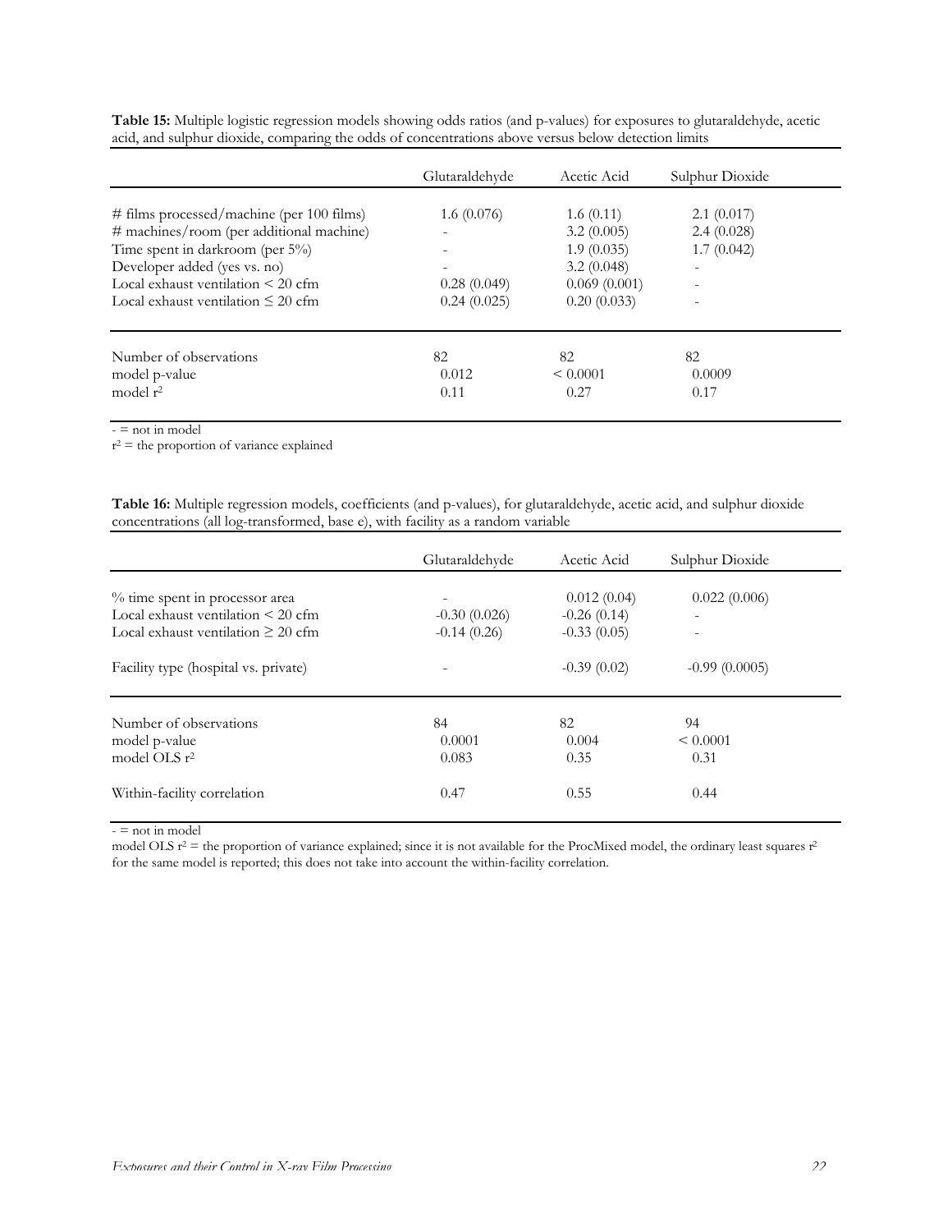**Table 15:** Multiple logistic regression models showing odds ratios (and p-values) for exposures to glutaraldehyde, acetic acid, and sulphur dioxide, comparing the odds of concentrations above versus below detection limits

| | Glutaraldehyde | Acetic Acid | Sulphur Dioxide |
|---|---|---|---|
| # films processed/machine (per 100 films) | 1.6 (0.076) | 1.6 (0.11) | 2.1 (0.017) |
| # machines/room (per additional machine) | - | 3.2 (0.005) | 2.4 (0.028) |
| Time spent in darkroom (per 5%) | - | 1.9 (0.035) | 1.7 (0.042) |
| Developer added (yes vs. no) | - | 3.2 (0.048) | - |
| Local exhaust ventilation < 20 cfm | 0.28 (0.049) | 0.069 (0.001) | - |
| Local exhaust ventilation ≤ 20 cfm | 0.24 (0.025) | 0.20 (0.033) | - |
| Number of observations | 82 | 82 | 82 |
| model p-value | 0.012 | < 0.0001 | 0.0009 |
| model $r^2$ | 0.11 | 0.27 | 0.17 |

- = not in model
$r^2$ = the proportion of variance explained

**Table 16:** Multiple regression models, coefficients (and p-values), for glutaraldehyde, acetic acid, and sulphur dioxide concentrations (all log-transformed, base e), with facility as a random variable

| | Glutaraldehyde | Acetic Acid | Sulphur Dioxide |
|---|---|---|---|
| % time spent in processor area | - | 0.012 (0.04) | 0.022 (0.006) |
| Local exhaust ventilation < 20 cfm | -0.30 (0.026) | -0.26 (0.14) | - |
| Local exhaust ventilation ≥ 20 cfm | -0.14 (0.26) | -0.33 (0.05) | - |
| Facility type (hospital vs. private) | - | -0.39 (0.02) | -0.99 (0.0005) |
| Number of observations | 84 | 82 | 94 |
| model p-value | 0.0001 | 0.004 | < 0.0001 |
| model OLS $r^2$ | 0.083 | 0.35 | 0.31 |
| Within-facility correlation | 0.47 | 0.55 | 0.44 |

- = not in model
model OLS $r^2$ = the proportion of variance explained; since it is not available for the ProcMixed model, the ordinary least squares $r^2$ for the same model is reported; this does not take into account the within-facility correlation.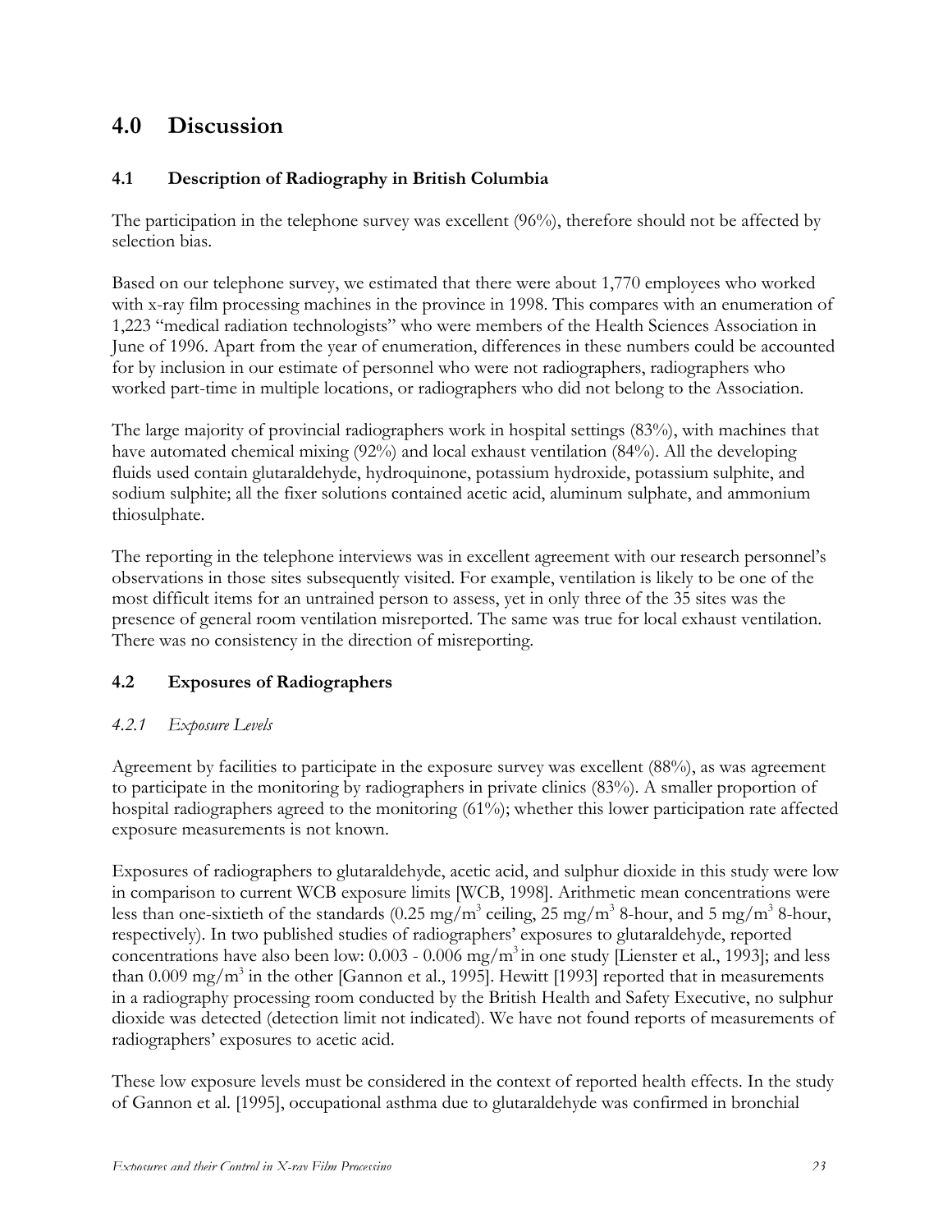# 4.0 Discussion

## 4.1 Description of Radiography in British Columbia

The participation in the telephone survey was excellent (96%), therefore should not be affected by selection bias.

Based on our telephone survey, we estimated that there were about 1,770 employees who worked with x-ray film processing machines in the province in 1998. This compares with an enumeration of 1,223 "medical radiation technologists" who were members of the Health Sciences Association in June of 1996. Apart from the year of enumeration, differences in these numbers could be accounted for by inclusion in our estimate of personnel who were not radiographers, radiographers who worked part-time in multiple locations, or radiographers who did not belong to the Association.

The large majority of provincial radiographers work in hospital settings (83%), with machines that have automated chemical mixing (92%) and local exhaust ventilation (84%). All the developing fluids used contain glutaraldehyde, hydroquinone, potassium hydroxide, potassium sulphite, and sodium sulphite; all the fixer solutions contained acetic acid, aluminum sulphate, and ammonium thiosulphate.

The reporting in the telephone interviews was in excellent agreement with our research personnel's observations in those sites subsequently visited. For example, ventilation is likely to be one of the most difficult items for an untrained person to assess, yet in only three of the 35 sites was the presence of general room ventilation misreported. The same was true for local exhaust ventilation. There was no consistency in the direction of misreporting.

## 4.2 Exposures of Radiographers

### *4.2.1 Exposure Levels*

Agreement by facilities to participate in the exposure survey was excellent (88%), as was agreement to participate in the monitoring by radiographers in private clinics (83%). A smaller proportion of hospital radiographers agreed to the monitoring (61%); whether this lower participation rate affected exposure measurements is not known.

Exposures of radiographers to glutaraldehyde, acetic acid, and sulphur dioxide in this study were low in comparison to current WCB exposure limits [WCB, 1998]. Arithmetic mean concentrations were less than one-sixtieth of the standards (0.25 $mg/m^3$ ceiling, 25 $mg/m^3$ 8-hour, and 5 $mg/m^3$ 8-hour, respectively). In two published studies of radiographers' exposures to glutaraldehyde, reported concentrations have also been low: 0.003 - 0.006 $mg/m^3$ in one study [Lienster et al., 1993]; and less than 0.009 $mg/m^3$ in the other [Gannon et al., 1995]. Hewitt [1993] reported that in measurements in a radiography processing room conducted by the British Health and Safety Executive, no sulphur dioxide was detected (detection limit not indicated). We have not found reports of measurements of radiographers' exposures to acetic acid.

These low exposure levels must be considered in the context of reported health effects. In the study of Gannon et al. [1995], occupational asthma due to glutaraldehyde was confirmed in bronchial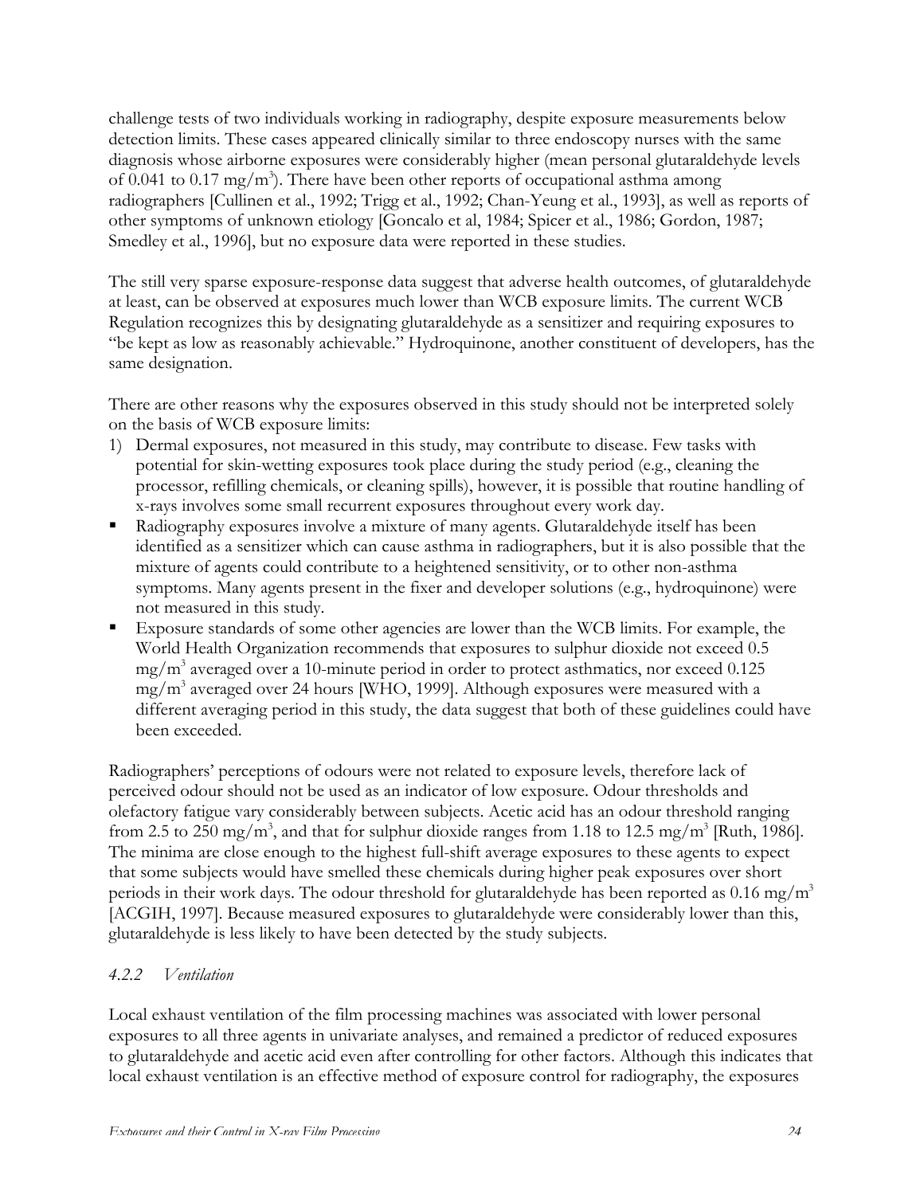challenge tests of two individuals working in radiography, despite exposure measurements below detection limits. These cases appeared clinically similar to three endoscopy nurses with the same diagnosis whose airborne exposures were considerably higher (mean personal glutaraldehyde levels of 0.041 to 0.17 mg/m$^3$). There have been other reports of occupational asthma among radiographers [Cullinen et al., 1992; Trigg et al., 1992; Chan-Yeung et al., 1993], as well as reports of other symptoms of unknown etiology [Goncalo et al, 1984; Spicer et al., 1986; Gordon, 1987; Smedley et al., 1996], but no exposure data were reported in these studies.

The still very sparse exposure-response data suggest that adverse health outcomes, of glutaraldehyde at least, can be observed at exposures much lower than WCB exposure limits. The current WCB Regulation recognizes this by designating glutaraldehyde as a sensitizer and requiring exposures to "be kept as low as reasonably achievable." Hydroquinone, another constituent of developers, has the same designation.

There are other reasons why the exposures observed in this study should not be interpreted solely on the basis of WCB exposure limits:

1) Dermal exposures, not measured in this study, may contribute to disease. Few tasks with potential for skin-wetting exposures took place during the study period (e.g., cleaning the processor, refilling chemicals, or cleaning spills), however, it is possible that routine handling of x-rays involves some small recurrent exposures throughout every work day.

- Radiography exposures involve a mixture of many agents. Glutaraldehyde itself has been identified as a sensitizer which can cause asthma in radiographers, but it is also possible that the mixture of agents could contribute to a heightened sensitivity, or to other non-asthma symptoms. Many agents present in the fixer and developer solutions (e.g., hydroquinone) were not measured in this study.
- Exposure standards of some other agencies are lower than the WCB limits. For example, the World Health Organization recommends that exposures to sulphur dioxide not exceed 0.5 mg/m$^3$ averaged over a 10-minute period in order to protect asthmatics, nor exceed 0.125 mg/m$^3$ averaged over 24 hours [WHO, 1999]. Although exposures were measured with a different averaging period in this study, the data suggest that both of these guidelines could have been exceeded.

Radiographers' perceptions of odours were not related to exposure levels, therefore lack of perceived odour should not be used as an indicator of low exposure. Odour thresholds and olefactory fatigue vary considerably between subjects. Acetic acid has an odour threshold ranging from 2.5 to 250 mg/m$^3$, and that for sulphur dioxide ranges from 1.18 to 12.5 mg/m$^3$ [Ruth, 1986]. The minima are close enough to the highest full-shift average exposures to these agents to expect that some subjects would have smelled these chemicals during higher peak exposures over short periods in their work days. The odour threshold for glutaraldehyde has been reported as 0.16 mg/m$^3$ [ACGIH, 1997]. Because measured exposures to glutaraldehyde were considerably lower than this, glutaraldehyde is less likely to have been detected by the study subjects.

#### *4.2.2 Ventilation*

Local exhaust ventilation of the film processing machines was associated with lower personal exposures to all three agents in univariate analyses, and remained a predictor of reduced exposures to glutaraldehyde and acetic acid even after controlling for other factors. Although this indicates that local exhaust ventilation is an effective method of exposure control for radiography, the exposures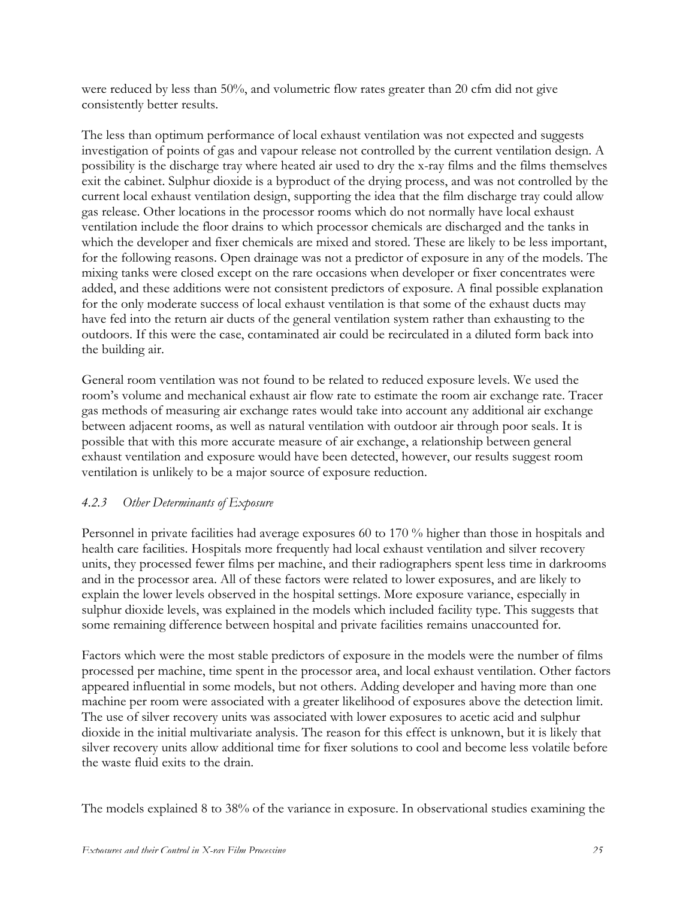were reduced by less than 50%, and volumetric flow rates greater than 20 cfm did not give consistently better results.

The less than optimum performance of local exhaust ventilation was not expected and suggests investigation of points of gas and vapour release not controlled by the current ventilation design. A possibility is the discharge tray where heated air used to dry the x-ray films and the films themselves exit the cabinet. Sulphur dioxide is a byproduct of the drying process, and was not controlled by the current local exhaust ventilation design, supporting the idea that the film discharge tray could allow gas release. Other locations in the processor rooms which do not normally have local exhaust ventilation include the floor drains to which processor chemicals are discharged and the tanks in which the developer and fixer chemicals are mixed and stored. These are likely to be less important, for the following reasons. Open drainage was not a predictor of exposure in any of the models. The mixing tanks were closed except on the rare occasions when developer or fixer concentrates were added, and these additions were not consistent predictors of exposure. A final possible explanation for the only moderate success of local exhaust ventilation is that some of the exhaust ducts may have fed into the return air ducts of the general ventilation system rather than exhausting to the outdoors. If this were the case, contaminated air could be recirculated in a diluted form back into the building air.

General room ventilation was not found to be related to reduced exposure levels. We used the room's volume and mechanical exhaust air flow rate to estimate the room air exchange rate. Tracer gas methods of measuring air exchange rates would take into account any additional air exchange between adjacent rooms, as well as natural ventilation with outdoor air through poor seals. It is possible that with this more accurate measure of air exchange, a relationship between general exhaust ventilation and exposure would have been detected, however, our results suggest room ventilation is unlikely to be a major source of exposure reduction.

### *4.2.3 Other Determinants of Exposure*

Personnel in private facilities had average exposures 60 to 170 % higher than those in hospitals and health care facilities. Hospitals more frequently had local exhaust ventilation and silver recovery units, they processed fewer films per machine, and their radiographers spent less time in darkrooms and in the processor area. All of these factors were related to lower exposures, and are likely to explain the lower levels observed in the hospital settings. More exposure variance, especially in sulphur dioxide levels, was explained in the models which included facility type. This suggests that some remaining difference between hospital and private facilities remains unaccounted for.

Factors which were the most stable predictors of exposure in the models were the number of films processed per machine, time spent in the processor area, and local exhaust ventilation. Other factors appeared influential in some models, but not others. Adding developer and having more than one machine per room were associated with a greater likelihood of exposures above the detection limit. The use of silver recovery units was associated with lower exposures to acetic acid and sulphur dioxide in the initial multivariate analysis. The reason for this effect is unknown, but it is likely that silver recovery units allow additional time for fixer solutions to cool and become less volatile before the waste fluid exits to the drain.

The models explained 8 to 38% of the variance in exposure. In observational studies examining the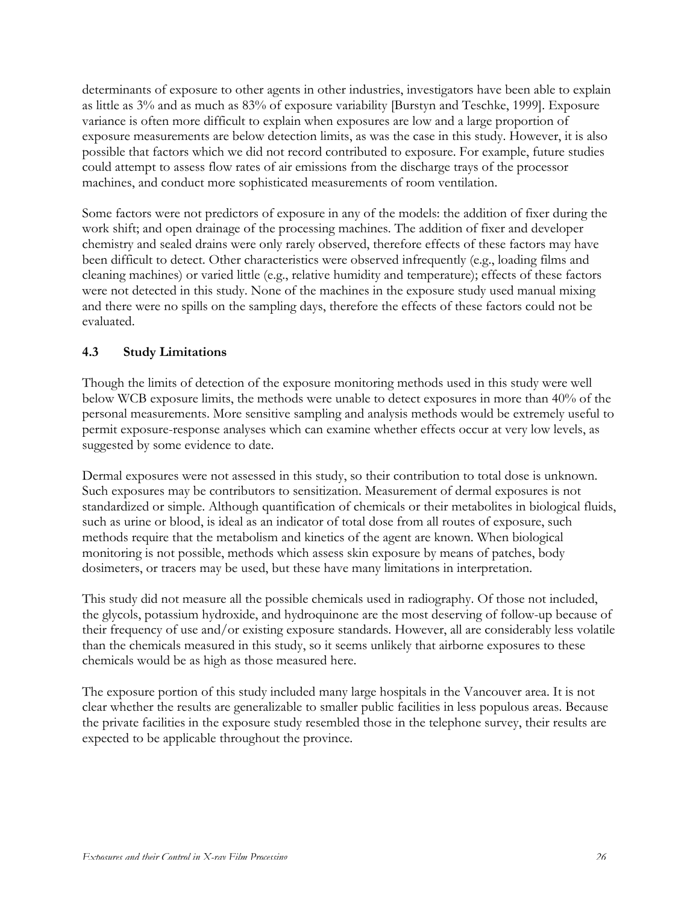determinants of exposure to other agents in other industries, investigators have been able to explain as little as 3% and as much as 83% of exposure variability [Burstyn and Teschke, 1999]. Exposure variance is often more difficult to explain when exposures are low and a large proportion of exposure measurements are below detection limits, as was the case in this study. However, it is also possible that factors which we did not record contributed to exposure. For example, future studies could attempt to assess flow rates of air emissions from the discharge trays of the processor machines, and conduct more sophisticated measurements of room ventilation.

Some factors were not predictors of exposure in any of the models: the addition of fixer during the work shift; and open drainage of the processing machines. The addition of fixer and developer chemistry and sealed drains were only rarely observed, therefore effects of these factors may have been difficult to detect. Other characteristics were observed infrequently (e.g., loading films and cleaning machines) or varied little (e.g., relative humidity and temperature); effects of these factors were not detected in this study. None of the machines in the exposure study used manual mixing and there were no spills on the sampling days, therefore the effects of these factors could not be evaluated.

### 4.3 Study Limitations

Though the limits of detection of the exposure monitoring methods used in this study were well below WCB exposure limits, the methods were unable to detect exposures in more than 40% of the personal measurements. More sensitive sampling and analysis methods would be extremely useful to permit exposure-response analyses which can examine whether effects occur at very low levels, as suggested by some evidence to date.

Dermal exposures were not assessed in this study, so their contribution to total dose is unknown. Such exposures may be contributors to sensitization. Measurement of dermal exposures is not standardized or simple. Although quantification of chemicals or their metabolites in biological fluids, such as urine or blood, is ideal as an indicator of total dose from all routes of exposure, such methods require that the metabolism and kinetics of the agent are known. When biological monitoring is not possible, methods which assess skin exposure by means of patches, body dosimeters, or tracers may be used, but these have many limitations in interpretation.

This study did not measure all the possible chemicals used in radiography. Of those not included, the glycols, potassium hydroxide, and hydroquinone are the most deserving of follow-up because of their frequency of use and/or existing exposure standards. However, all are considerably less volatile than the chemicals measured in this study, so it seems unlikely that airborne exposures to these chemicals would be as high as those measured here.

The exposure portion of this study included many large hospitals in the Vancouver area. It is not clear whether the results are generalizable to smaller public facilities in less populous areas. Because the private facilities in the exposure study resembled those in the telephone survey, their results are expected to be applicable throughout the province.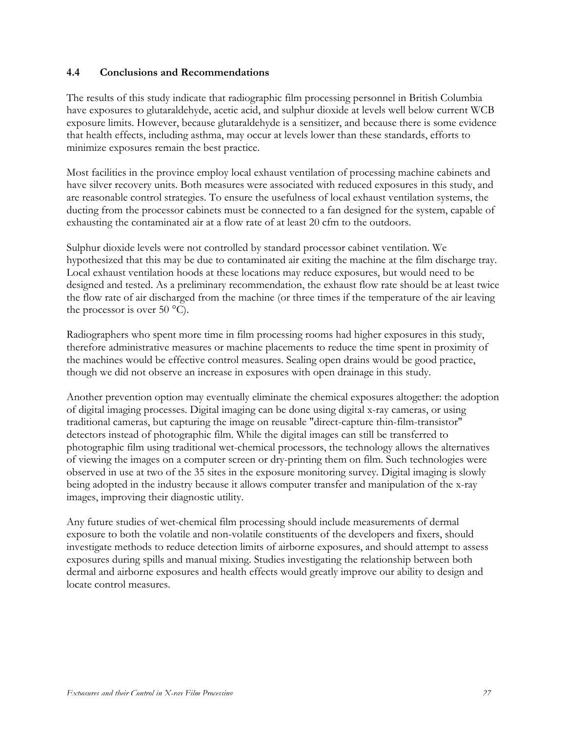### 4.4 Conclusions and Recommendations

The results of this study indicate that radiographic film processing personnel in British Columbia have exposures to glutaraldehyde, acetic acid, and sulphur dioxide at levels well below current WCB exposure limits. However, because glutaraldehyde is a sensitizer, and because there is some evidence that health effects, including asthma, may occur at levels lower than these standards, efforts to minimize exposures remain the best practice.

Most facilities in the province employ local exhaust ventilation of processing machine cabinets and have silver recovery units. Both measures were associated with reduced exposures in this study, and are reasonable control strategies. To ensure the usefulness of local exhaust ventilation systems, the ducting from the processor cabinets must be connected to a fan designed for the system, capable of exhausting the contaminated air at a flow rate of at least 20 cfm to the outdoors.

Sulphur dioxide levels were not controlled by standard processor cabinet ventilation. We hypothesized that this may be due to contaminated air exiting the machine at the film discharge tray. Local exhaust ventilation hoods at these locations may reduce exposures, but would need to be designed and tested. As a preliminary recommendation, the exhaust flow rate should be at least twice the flow rate of air discharged from the machine (or three times if the temperature of the air leaving the processor is over 50 °C).

Radiographers who spent more time in film processing rooms had higher exposures in this study, therefore administrative measures or machine placements to reduce the time spent in proximity of the machines would be effective control measures. Sealing open drains would be good practice, though we did not observe an increase in exposures with open drainage in this study.

Another prevention option may eventually eliminate the chemical exposures altogether: the adoption of digital imaging processes. Digital imaging can be done using digital x-ray cameras, or using traditional cameras, but capturing the image on reusable "direct-capture thin-film-transistor" detectors instead of photographic film. While the digital images can still be transferred to photographic film using traditional wet-chemical processors, the technology allows the alternatives of viewing the images on a computer screen or dry-printing them on film. Such technologies were observed in use at two of the 35 sites in the exposure monitoring survey. Digital imaging is slowly being adopted in the industry because it allows computer transfer and manipulation of the x-ray images, improving their diagnostic utility.

Any future studies of wet-chemical film processing should include measurements of dermal exposure to both the volatile and non-volatile constituents of the developers and fixers, should investigate methods to reduce detection limits of airborne exposures, and should attempt to assess exposures during spills and manual mixing. Studies investigating the relationship between both dermal and airborne exposures and health effects would greatly improve our ability to design and locate control measures.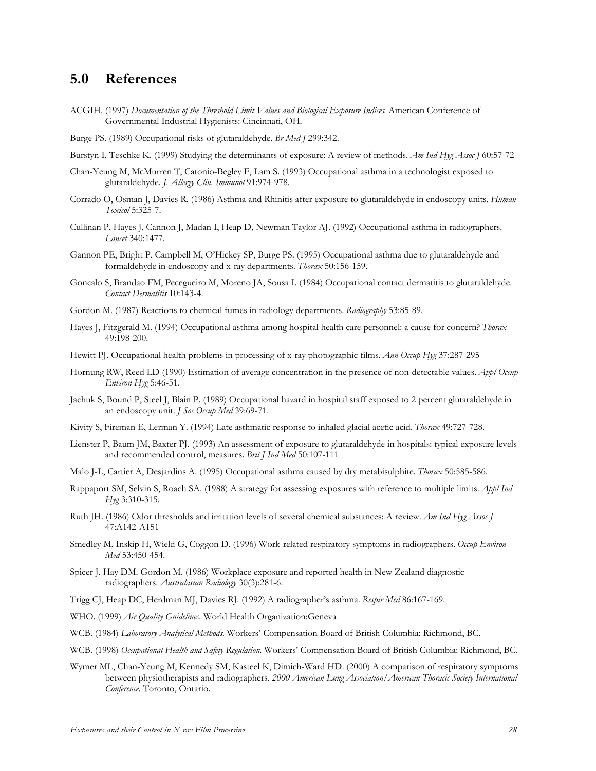## 5.0 References

ACGIH. (1997) *Documentation of the Threshold Limit Values and Biological Exposure Indices.* American Conference of Governmental Industrial Hygienists: Cincinnati, OH.

Burge PS. (1989) Occupational risks of glutaraldehyde. *Br Med J* 299:342.

Burstyn I, Teschke K. (1999) Studying the determinants of exposure: A review of methods. *Am Ind Hyg Assoc J* 60:57-72

Chan-Yeung M, McMurren T, Catonio-Begley F, Lam S. (1993) Occupational asthma in a technologist exposed to glutaraldehyde. *J. Allergy Clin. Immunol* 91:974-978.

Corrado O, Osman J, Davies R. (1986) Asthma and Rhinitis after exposure to glutaraldehyde in endoscopy units. *Human Toxicol* 5:325-7.

Cullinan P, Hayes J, Cannon J, Madan I, Heap D, Newman Taylor AJ. (1992) Occupational asthma in radiographers. *Lancet* 340:1477.

Gannon PE, Bright P, Campbell M, O'Hickey SP, Burge PS. (1995) Occupational asthma due to glutaraldehyde and formaldehyde in endoscopy and x-ray departments. *Thorax* 50:156-159.

Goncalo S, Brandao FM, Pecegueiro M, Moreno JA, Sousa I. (1984) Occupational contact dermatitis to glutaraldehyde. *Contact Dermatitis* 10:143-4.

Gordon M. (1987) Reactions to chemical fumes in radiology departments. *Radiography* 53:85-89.

Hayes J, Fitzgerald M. (1994) Occupational asthma among hospital health care personnel: a cause for concern? *Thorax* 49:198-200.

Hewitt PJ. Occupational health problems in processing of x-ray photographic films. *Ann Occup Hyg* 37:287-295

Hornung RW, Reed LD (1990) Estimation of average concentration in the presence of non-detectable values. *Appl Occup Environ Hyg* 5:46-51.

Jachuk S, Bound P, Steel J, Blain P. (1989) Occupational hazard in hospital staff exposed to 2 percent glutaraldehyde in an endoscopy unit. *J Soc Occup Med* 39:69-71.

Kivity S, Fireman E, Lerman Y. (1994) Late asthmatic response to inhaled glacial acetic acid. *Thorax* 49:727-728.

Lienster P, Baum JM, Baxter PJ. (1993) An assessment of exposure to glutaraldehyde in hospitals: typical exposure levels and recommended control, measures. *Brit J Ind Med* 50:107-111

Malo J-L, Cartier A, Desjardins A. (1995) Occupational asthma caused by dry metabisulphite. *Thorax* 50:585-586.

Rappaport SM, Selvin S, Roach SA. (1988) A strategy for assessing exposures with reference to multiple limits. *Appl Ind Hyg* 3:310-315.

Ruth JH. (1986) Odor thresholds and irritation levels of several chemical substances: A review. *Am Ind Hyg Assoc J* 47:A142-A151

Smedley M, Inskip H, Wield G, Coggon D. (1996) Work-related respiratory symptoms in radiographers. *Occup Environ Med* 53:450-454.

Spicer J. Hay DM. Gordon M. (1986) Workplace exposure and reported health in New Zealand diagnostic radiographers. *Australasian Radiology* 30(3):281-6.

Trigg CJ, Heap DC, Herdman MJ, Davies RJ. (1992) A radiographer's asthma. *Respir Med* 86:167-169.

WHO. (1999) *Air Quality Guidelines.* World Health Organization:Geneva

WCB. (1984) *Laboratory Analytical Methods.* Workers' Compensation Board of British Columbia: Richmond, BC.

WCB. (1998) *Occupational Health and Safety Regulation.* Workers' Compensation Board of British Columbia: Richmond, BC.

Wymer ML, Chan-Yeung M, Kennedy SM, Kasteel K, Dimich-Ward HD. (2000) A comparison of respiratory symptoms between physiotherapists and radiographers. *2000 American Lung Association/American Thoracic Society International Conference.* Toronto, Ontario.